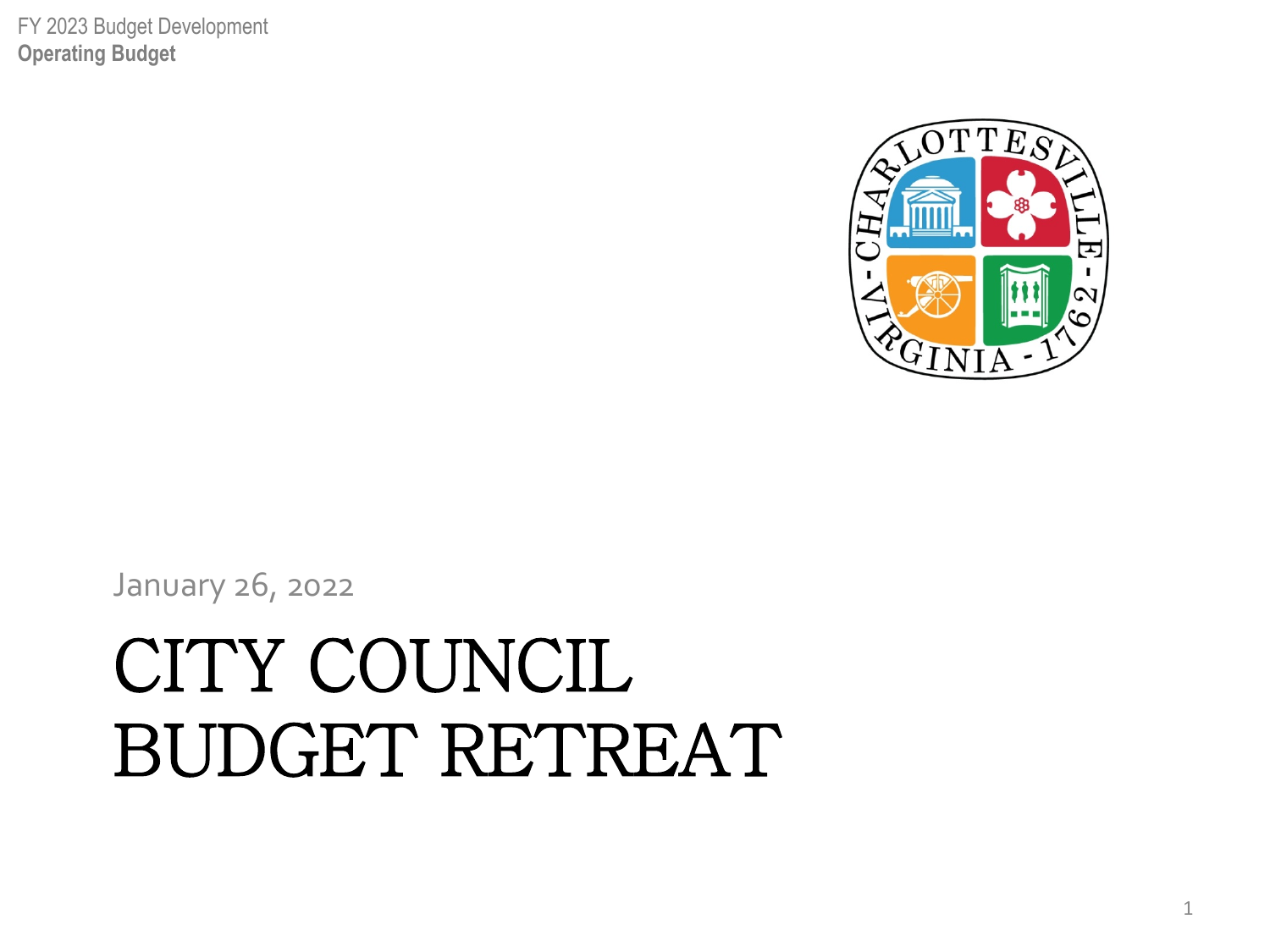FY 2023 Budget Development
**Operating Budget**

January 26, 2022

# CITY COUNCIL BUDGET RETREAT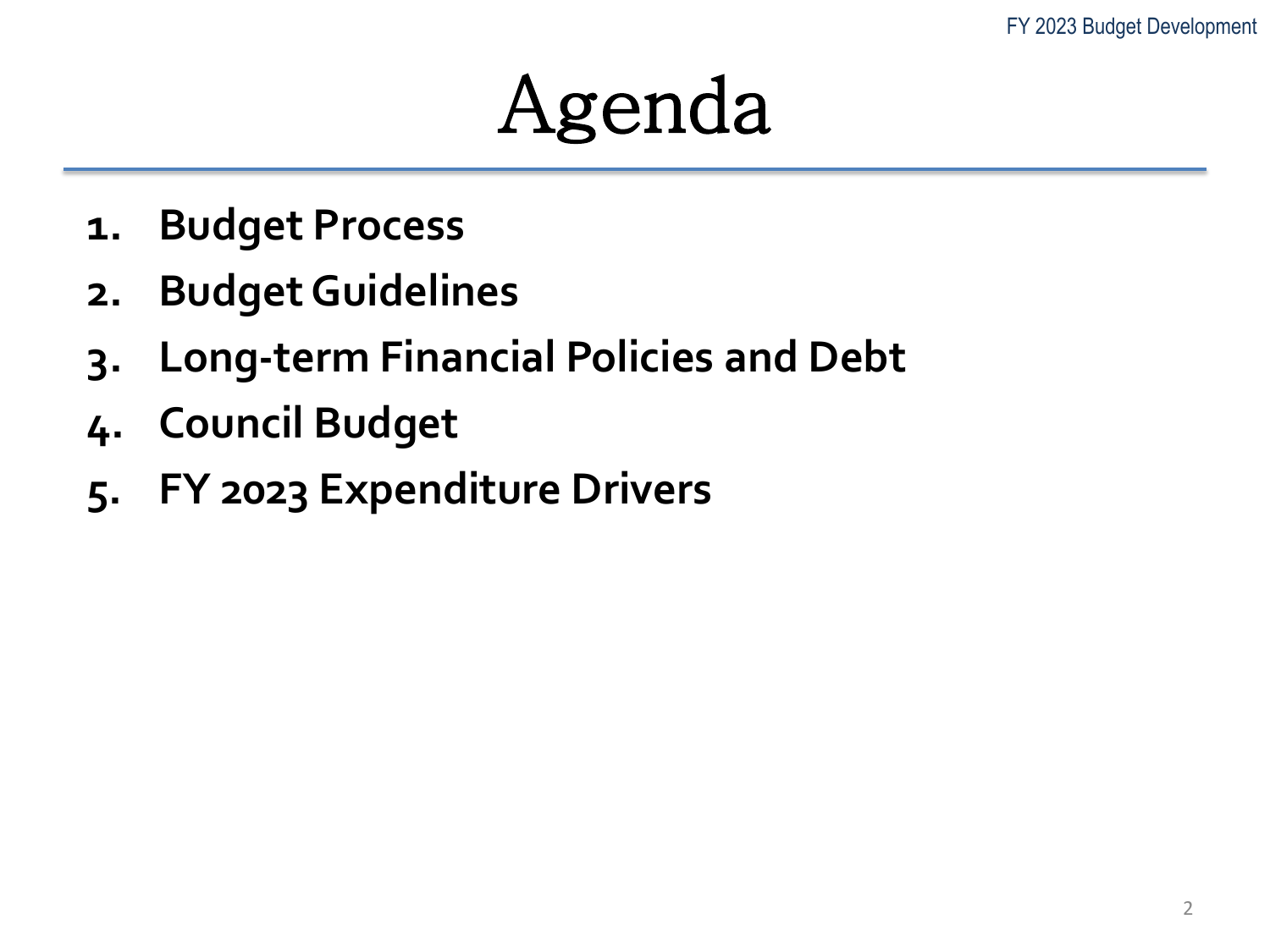# Agenda

1. **Budget Process**
2. **Budget Guidelines**
3. **Long-term Financial Policies and Debt**
4. **Council Budget**
5. **FY 2023 Expenditure Drivers**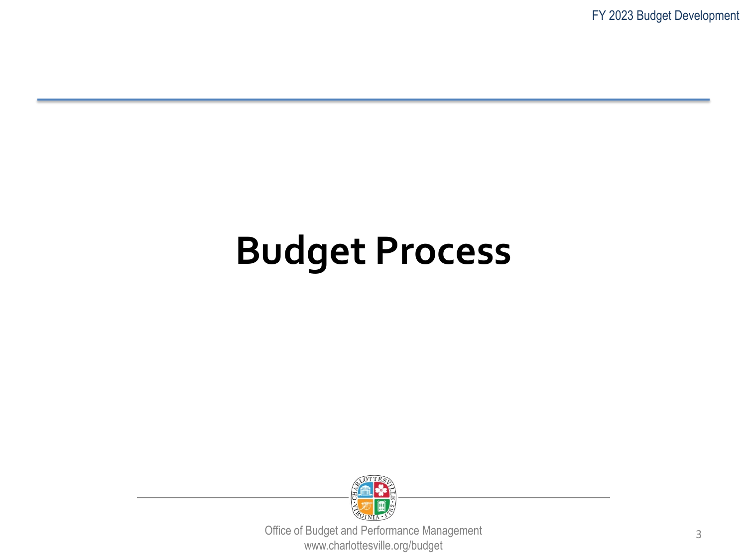# Budget Process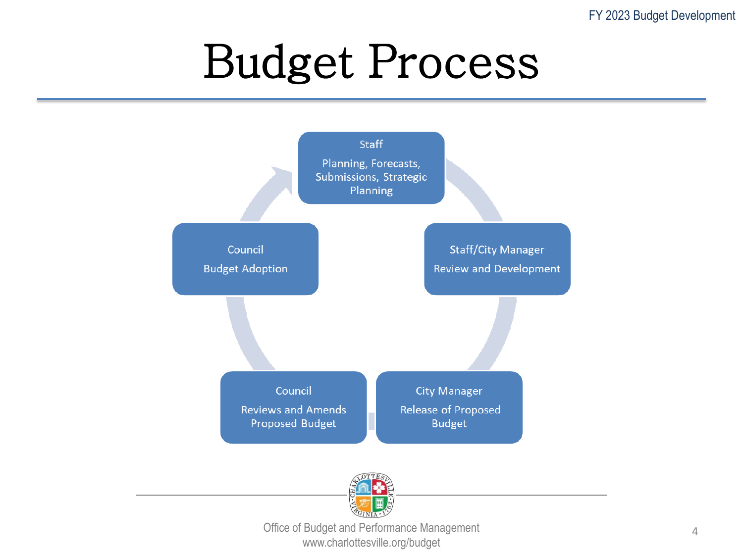# Budget Process

- **Staff**
  Planning, Forecasts, Submissions, Strategic Planning
- **Staff/City Manager**
  Review and Development
- **City Manager**
  Release of Proposed Budget
- **Council**
  Reviews and Amends Proposed Budget
- **Council**
  Budget Adoption

Office of Budget and Performance Management
www.charlottesville.org/budget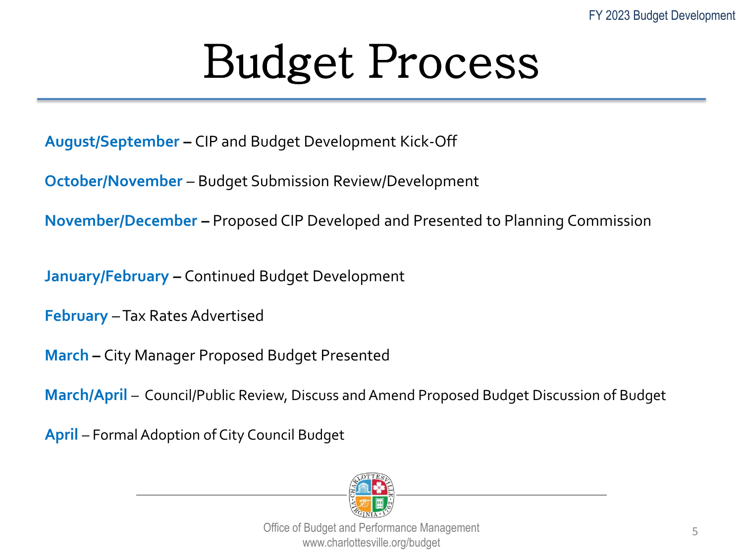# Budget Process

**August/September** – CIP and Budget Development Kick-Off

**October/November** – Budget Submission Review/Development

**November/December** – Proposed CIP Developed and Presented to Planning Commission

**January/February** – Continued Budget Development

**February** – Tax Rates Advertised

**March** – City Manager Proposed Budget Presented

**March/April** – Council/Public Review, Discuss and Amend Proposed Budget Discussion of Budget

**April** – Formal Adoption of City Council Budget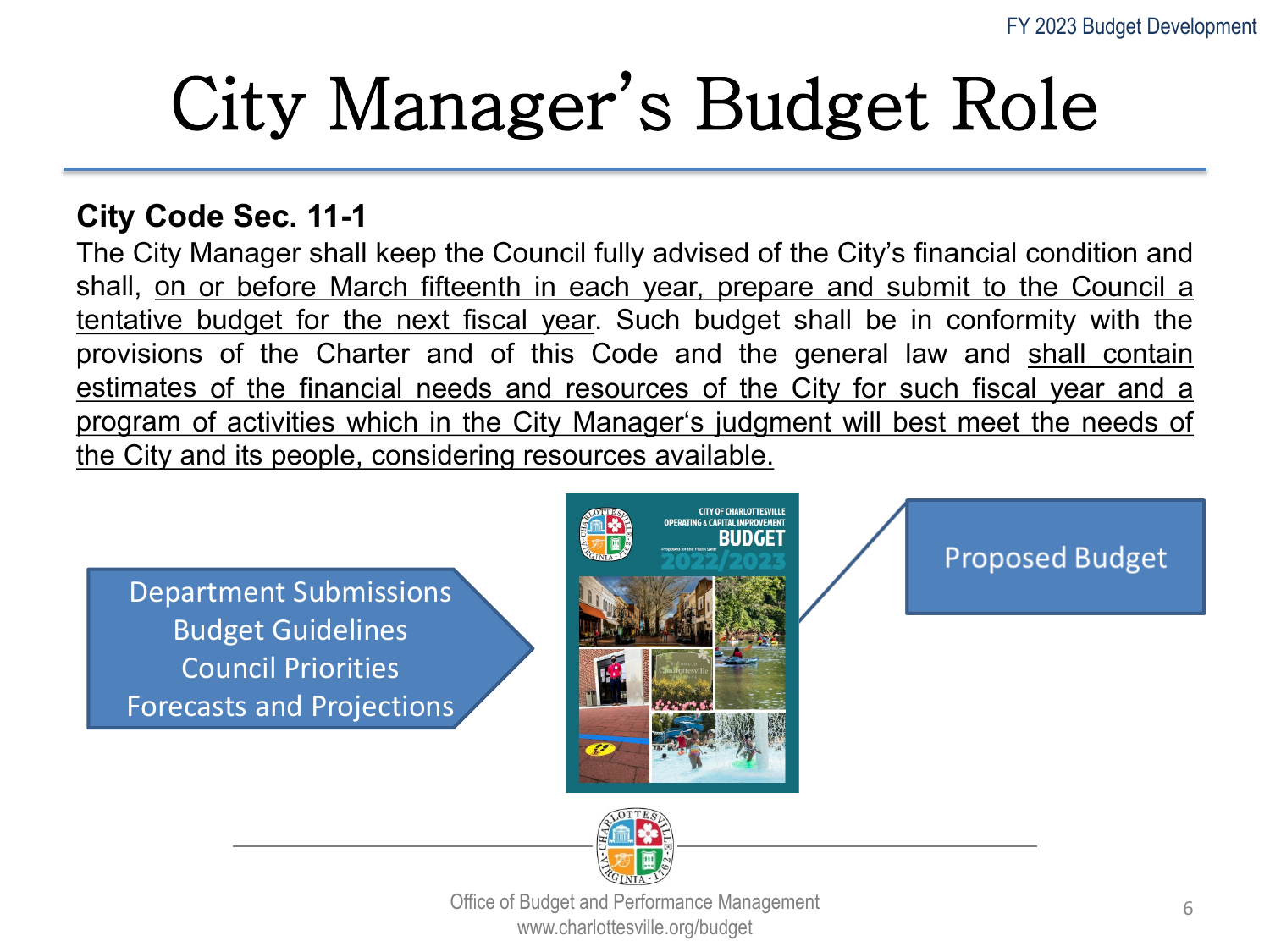# City Manager's Budget Role

**City Code Sec. 11-1**

The City Manager shall keep the Council fully advised of the City's financial condition and shall, on or before March fifteenth in each year, prepare and submit to the Council a tentative budget for the next fiscal year. Such budget shall be in conformity with the provisions of the Charter and of this Code and the general law and shall contain estimates of the financial needs and resources of the City for such fiscal year and a program of activities which in the City Manager's judgment will best meet the needs of the City and its people, considering resources available.

Department Submissions
Budget Guidelines
Council Priorities
Forecasts and Projections

Proposed Budget

Office of Budget and Performance Management
www.charlottesville.org/budget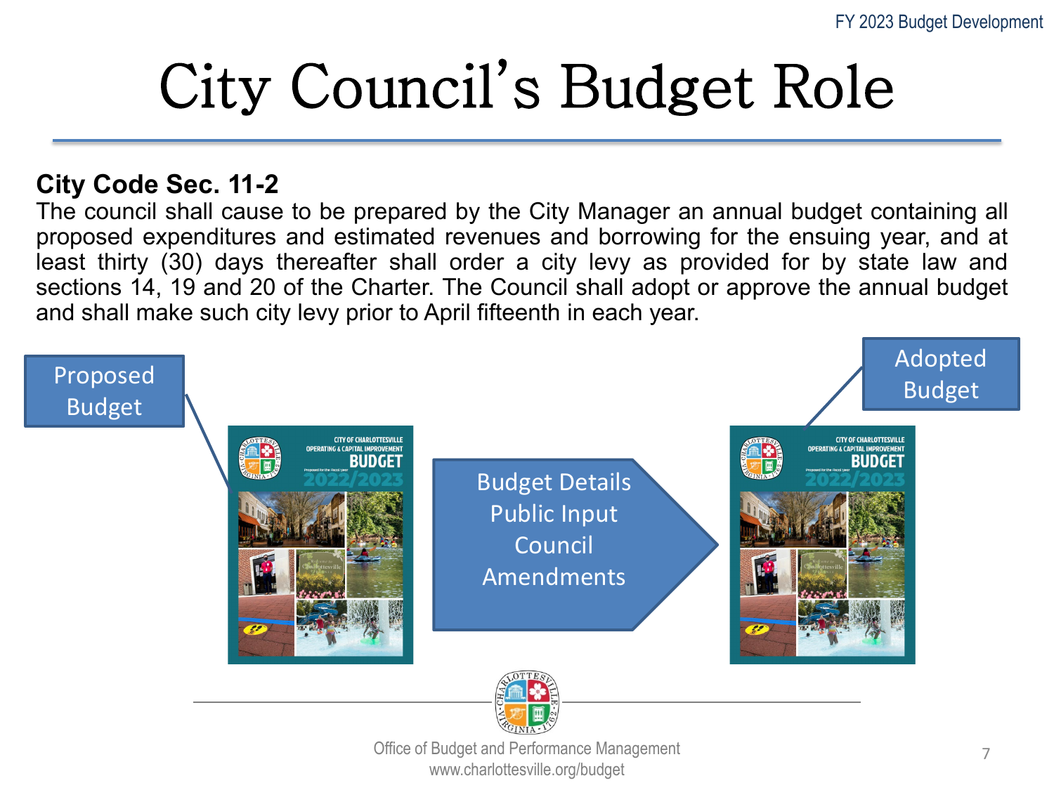# City Council's Budget Role

**City Code Sec. 11-2**

The council shall cause to be prepared by the City Manager an annual budget containing all proposed expenditures and estimated revenues and borrowing for the ensuing year, and at least thirty (30) days thereafter shall order a city levy as provided for by state law and sections 14, 19 and 20 of the Charter. The Council shall adopt or approve the annual budget and shall make such city levy prior to April fifteenth in each year.

Proposed Budget

Budget Details
Public Input
Council
Amendments

Adopted Budget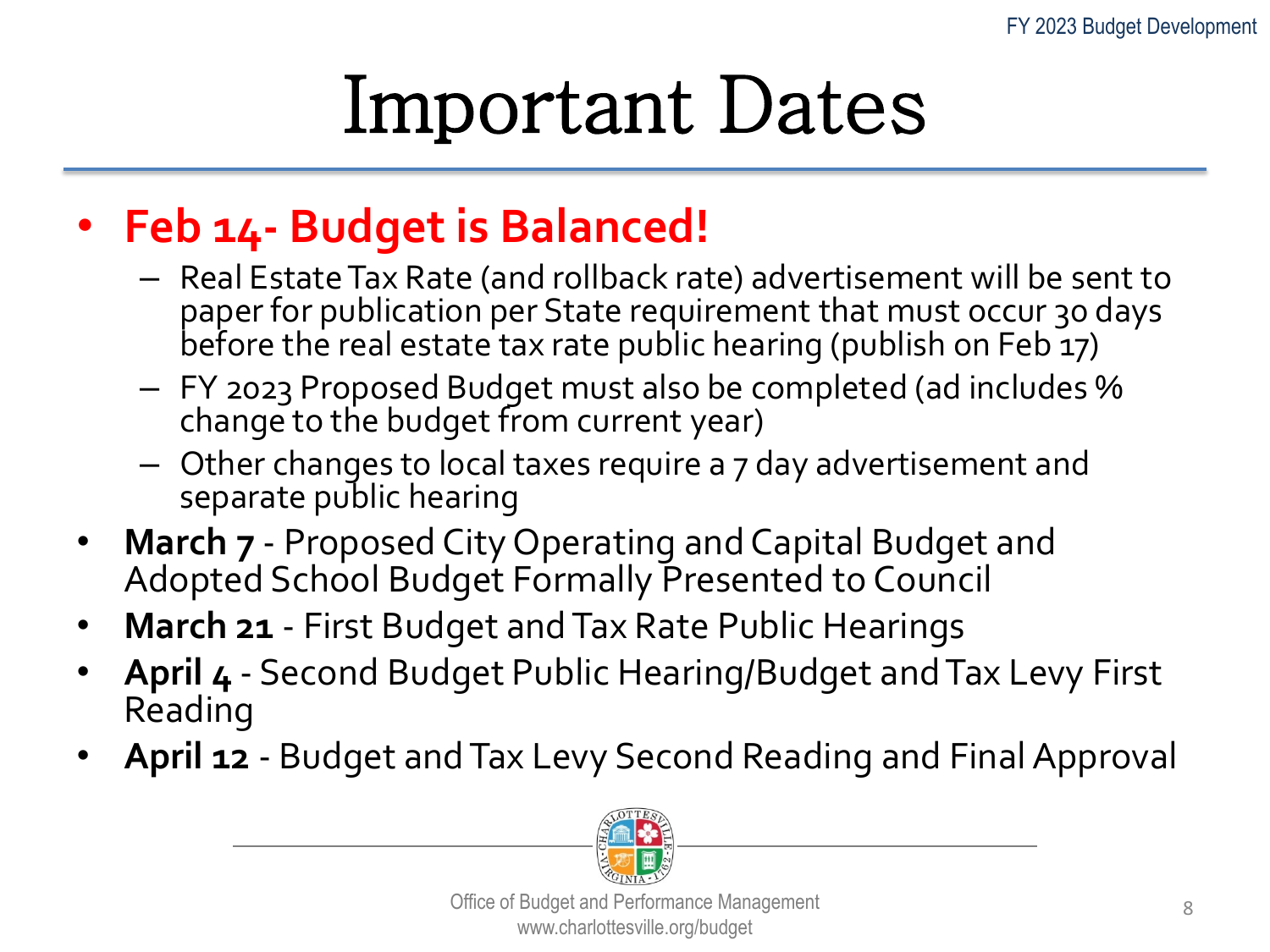# Important Dates

- **Feb 14- Budget is Balanced!**
  - Real Estate Tax Rate (and rollback rate) advertisement will be sent to paper for publication per State requirement that must occur 30 days before the real estate tax rate public hearing (publish on Feb 17)
  - FY 2023 Proposed Budget must also be completed (ad includes % change to the budget from current year)
  - Other changes to local taxes require a 7 day advertisement and separate public hearing
- **March 7** - Proposed City Operating and Capital Budget and Adopted School Budget Formally Presented to Council
- **March 21** - First Budget and Tax Rate Public Hearings
- **April 4** - Second Budget Public Hearing/Budget and Tax Levy First Reading
- **April 12** - Budget and Tax Levy Second Reading and Final Approval

Office of Budget and Performance Management
www.charlottesville.org/budget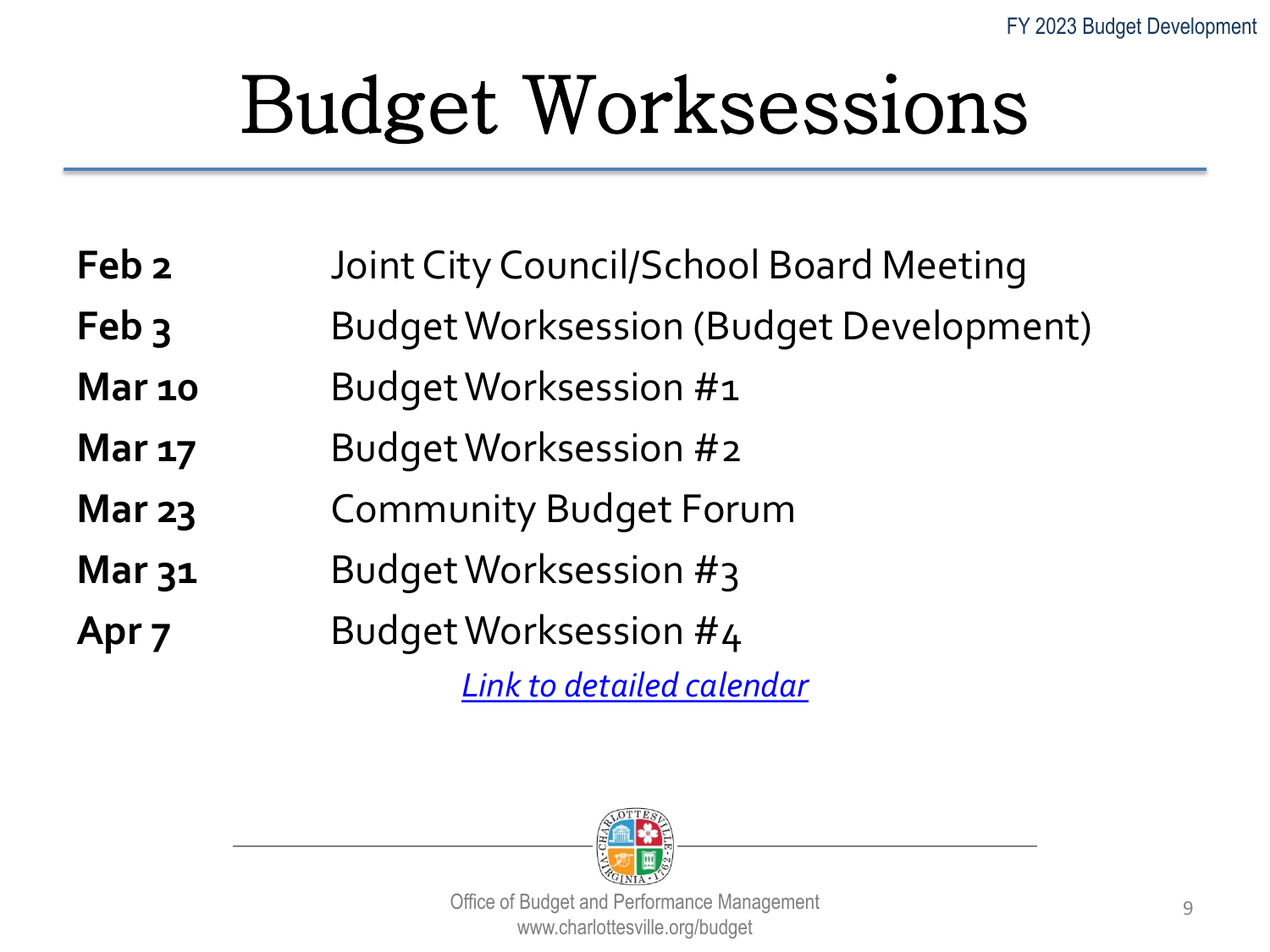# Budget Worksessions

| | |
|---|---|
| **Feb 2** | Joint City Council/School Board Meeting |
| **Feb 3** | Budget Worksession (Budget Development) |
| **Mar 10** | Budget Worksession #1 |
| **Mar 17** | Budget Worksession #2 |
| **Mar 23** | Community Budget Forum |
| **Mar 31** | Budget Worksession #3 |
| **Apr 7** | Budget Worksession #4 |

*Link to detailed calendar*

Office of Budget and Performance Management
www.charlottesville.org/budget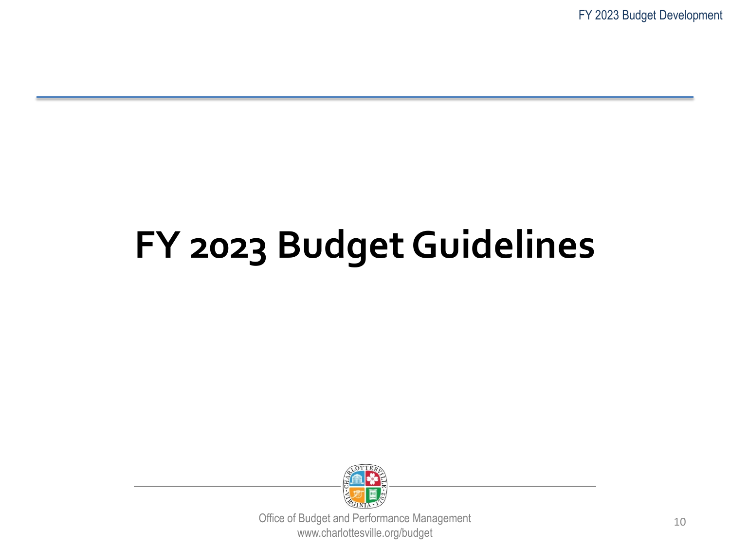# FY 2023 Budget Guidelines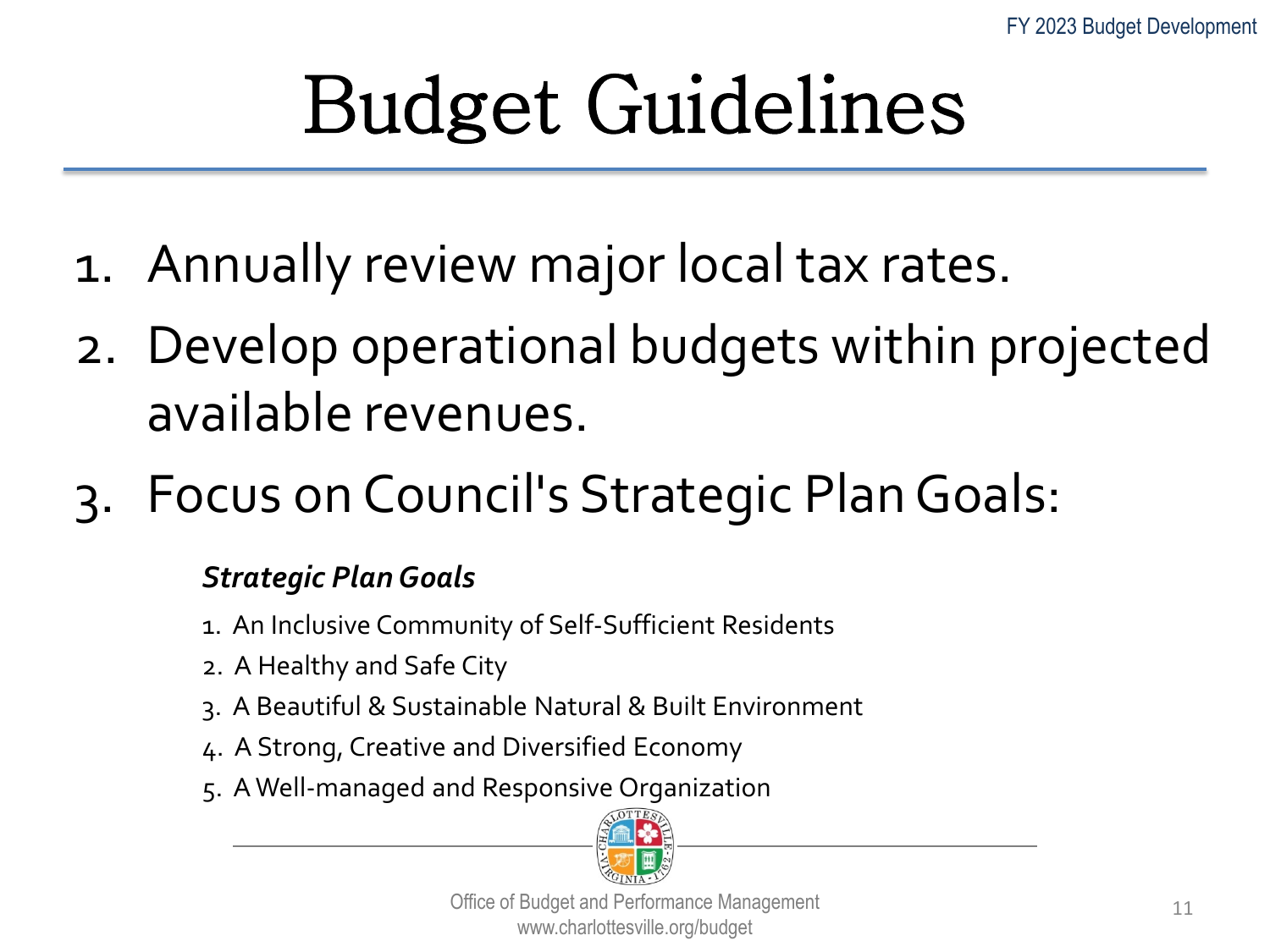# Budget Guidelines

1. Annually review major local tax rates.
2. Develop operational budgets within projected available revenues.
3. Focus on Council's Strategic Plan Goals:

***Strategic Plan Goals***

1. An Inclusive Community of Self-Sufficient Residents
2. A Healthy and Safe City
3. A Beautiful & Sustainable Natural & Built Environment
4. A Strong, Creative and Diversified Economy
5. A Well-managed and Responsive Organization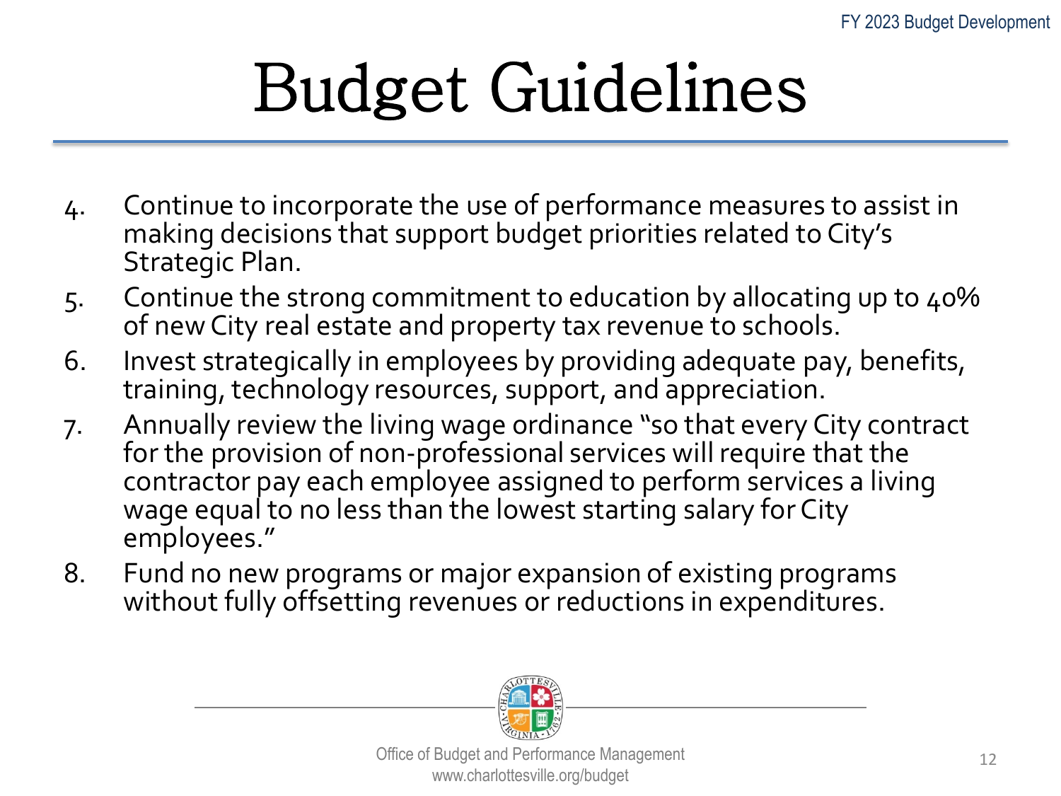# Budget Guidelines

4. Continue to incorporate the use of performance measures to assist in making decisions that support budget priorities related to City's Strategic Plan.
5. Continue the strong commitment to education by allocating up to 40% of new City real estate and property tax revenue to schools.
6. Invest strategically in employees by providing adequate pay, benefits, training, technology resources, support, and appreciation.
7. Annually review the living wage ordinance "so that every City contract for the provision of non-professional services will require that the contractor pay each employee assigned to perform services a living wage equal to no less than the lowest starting salary for City employees."
8. Fund no new programs or major expansion of existing programs without fully offsetting revenues or reductions in expenditures.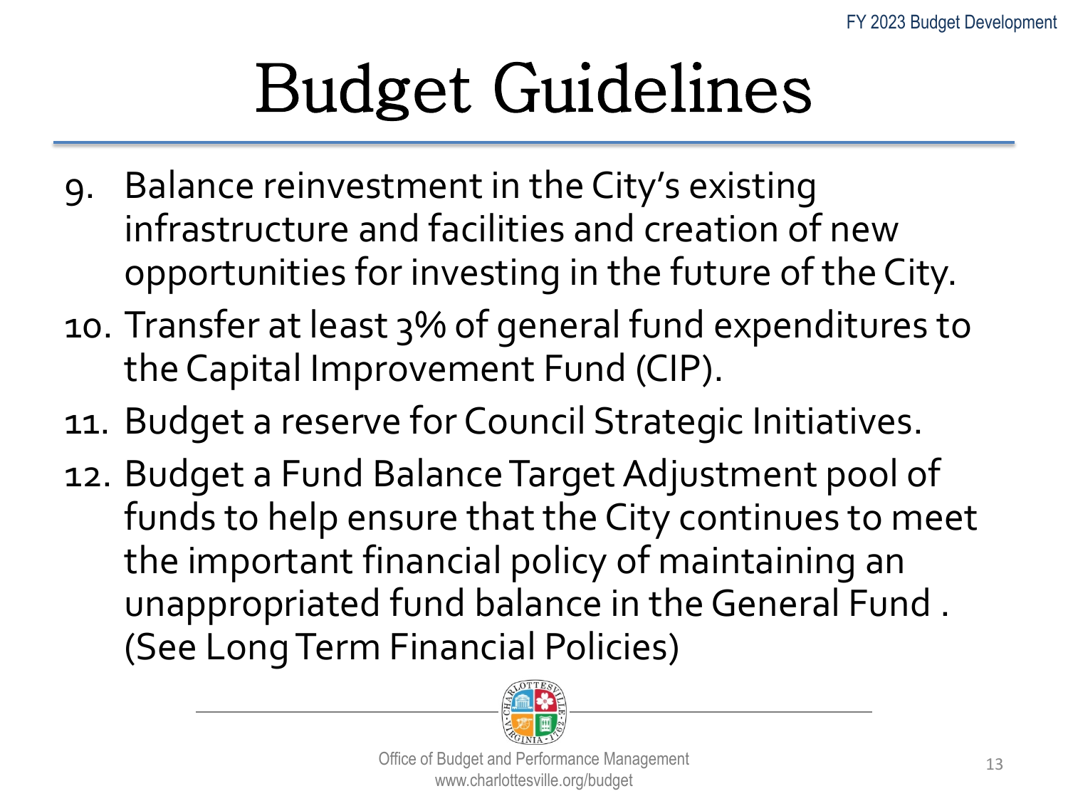# Budget Guidelines

9. Balance reinvestment in the City's existing infrastructure and facilities and creation of new opportunities for investing in the future of the City.
10. Transfer at least 3% of general fund expenditures to the Capital Improvement Fund (CIP).
11. Budget a reserve for Council Strategic Initiatives.
12. Budget a Fund Balance Target Adjustment pool of funds to help ensure that the City continues to meet the important financial policy of maintaining an unappropriated fund balance in the General Fund . (See Long Term Financial Policies)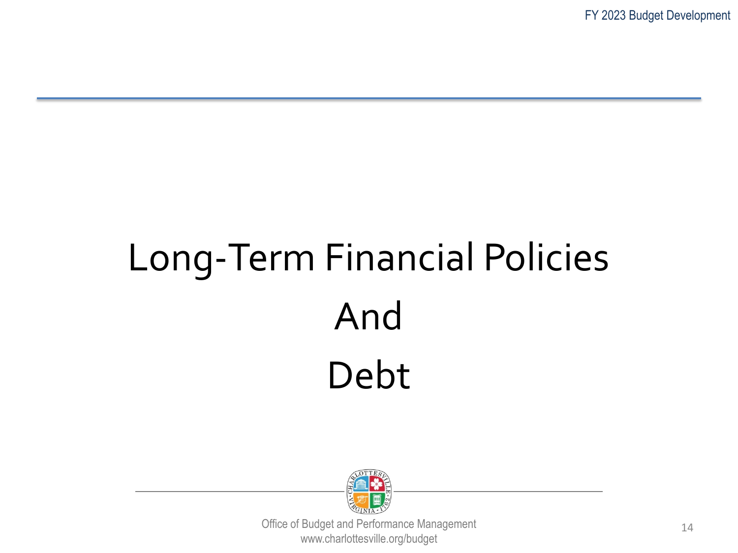# Long-Term Financial Policies

# And

# Debt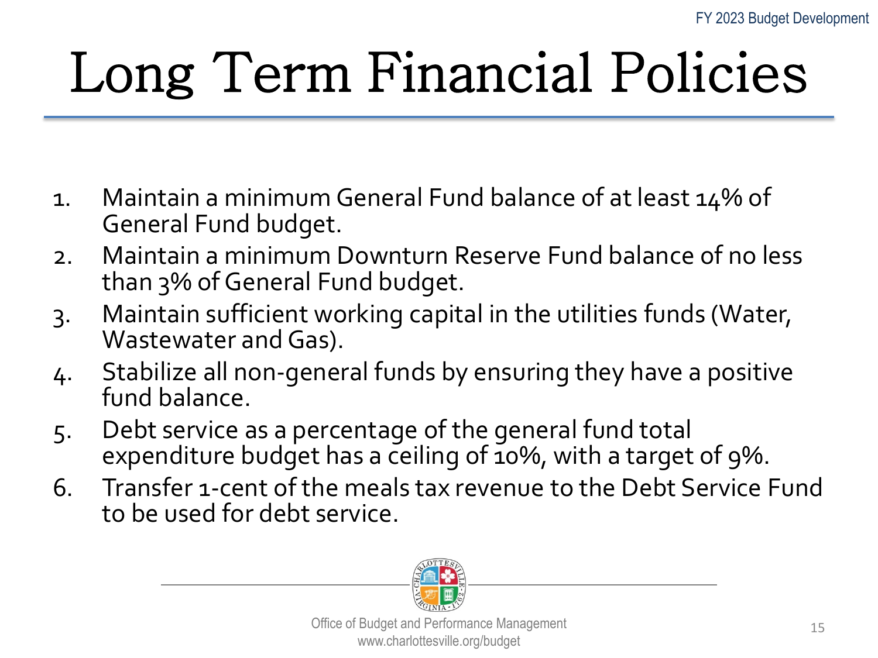# Long Term Financial Policies

1. Maintain a minimum General Fund balance of at least 14% of General Fund budget.
2. Maintain a minimum Downturn Reserve Fund balance of no less than 3% of General Fund budget.
3. Maintain sufficient working capital in the utilities funds (Water, Wastewater and Gas).
4. Stabilize all non-general funds by ensuring they have a positive fund balance.
5. Debt service as a percentage of the general fund total expenditure budget has a ceiling of 10%, with a target of 9%.
6. Transfer 1-cent of the meals tax revenue to the Debt Service Fund to be used for debt service.

Office of Budget and Performance Management
www.charlottesville.org/budget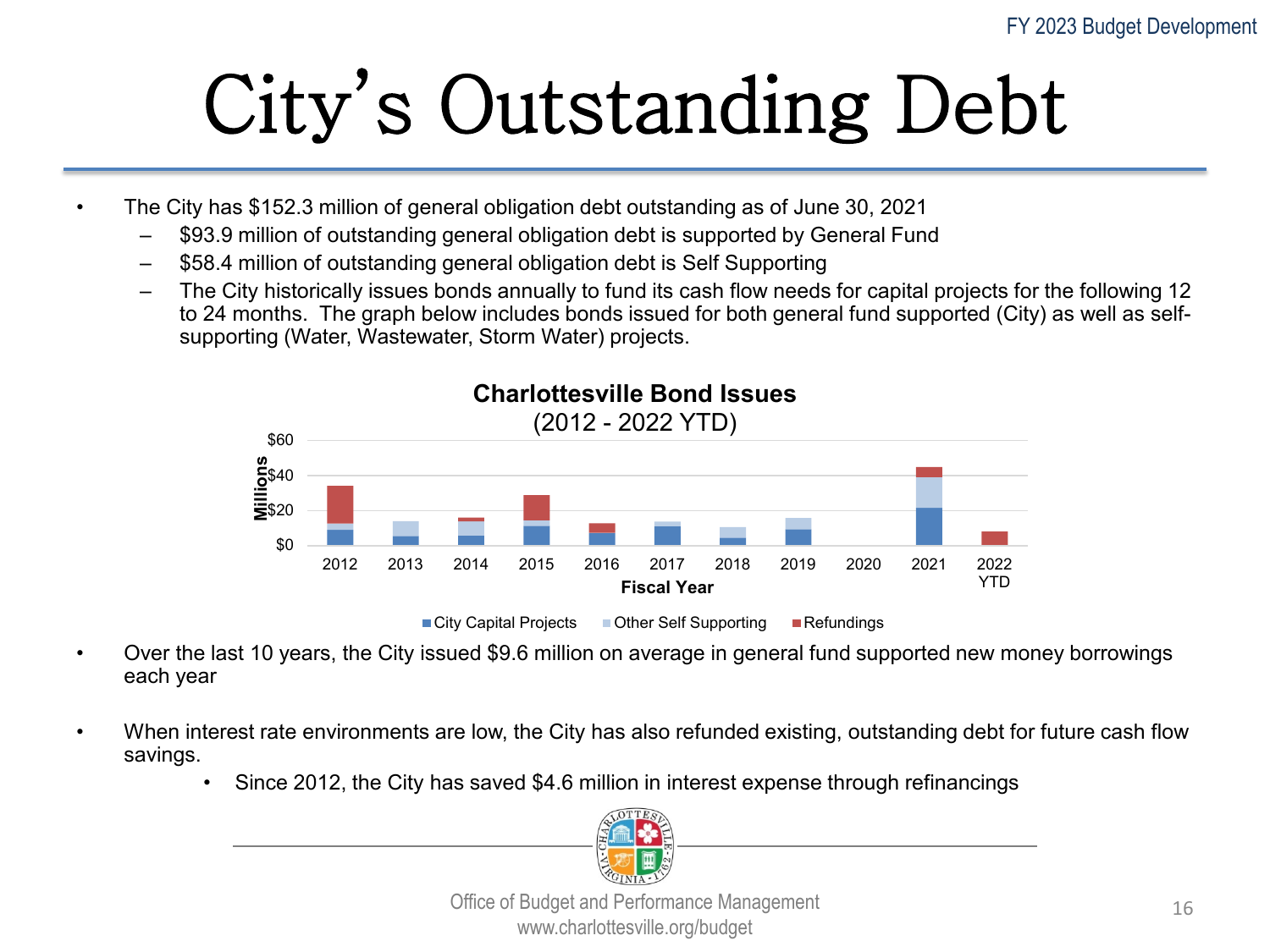# City's Outstanding Debt

- The City has $152.3 million of general obligation debt outstanding as of June 30, 2021
  - $93.9 million of outstanding general obligation debt is supported by General Fund
  - $58.4 million of outstanding general obligation debt is Self Supporting
  - The City historically issues bonds annually to fund its cash flow needs for capital projects for the following 12 to 24 months. The graph below includes bonds issued for both general fund supported (City) as well as self-supporting (Water, Wastewater, Storm Water) projects.

**Charlottesville Bond Issues**
(2012 - 2022 YTD)

- Over the last 10 years, the City issued $9.6 million on average in general fund supported new money borrowings each year
- When interest rate environments are low, the City has also refunded existing, outstanding debt for future cash flow savings.
  - Since 2012, the City has saved $4.6 million in interest expense through refinancings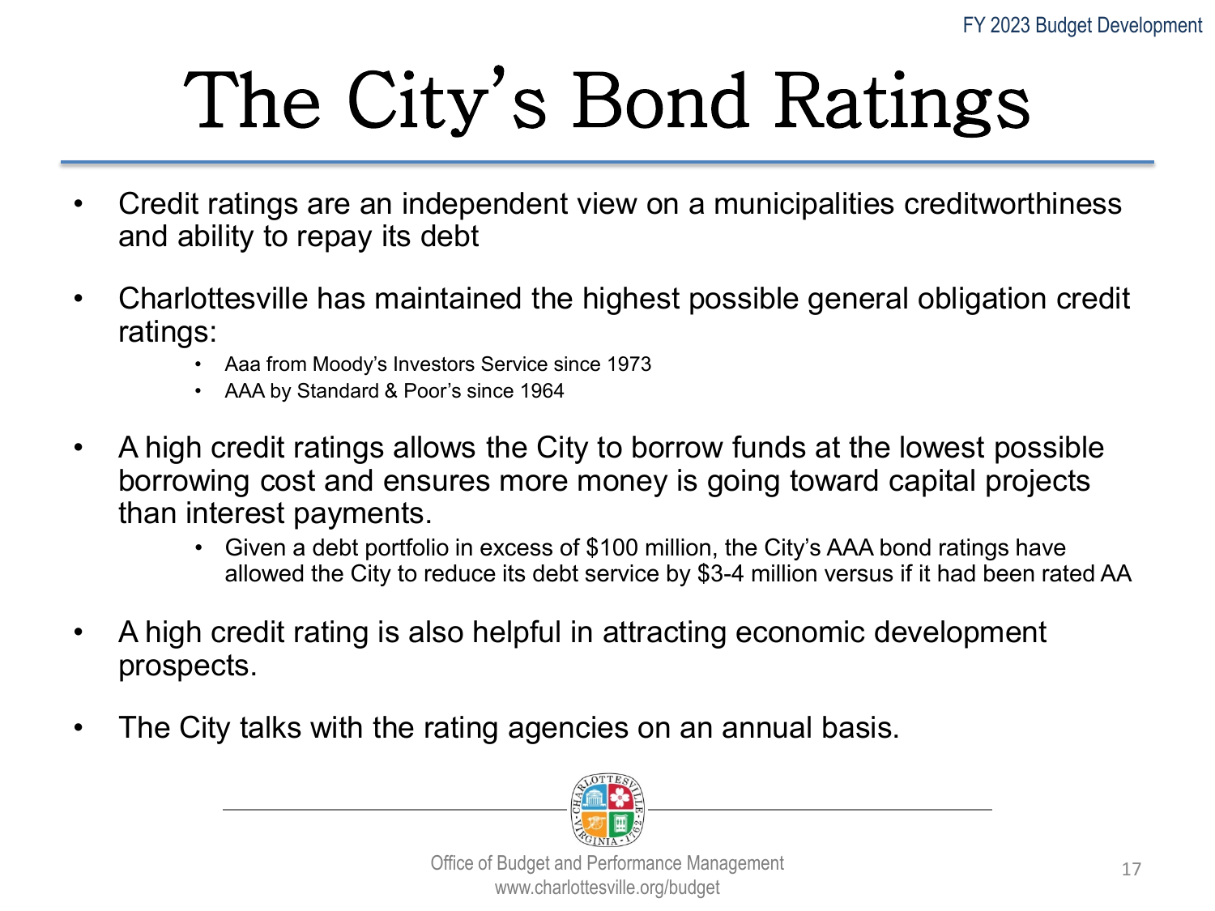# The City's Bond Ratings

- Credit ratings are an independent view on a municipalities creditworthiness and ability to repay its debt
- Charlottesville has maintained the highest possible general obligation credit ratings:
  - Aaa from Moody's Investors Service since 1973
  - AAA by Standard & Poor's since 1964
- A high credit ratings allows the City to borrow funds at the lowest possible borrowing cost and ensures more money is going toward capital projects than interest payments.
  - Given a debt portfolio in excess of $100 million, the City's AAA bond ratings have allowed the City to reduce its debt service by $3-4 million versus if it had been rated AA
- A high credit rating is also helpful in attracting economic development prospects.
- The City talks with the rating agencies on an annual basis.

Office of Budget and Performance Management
www.charlottesville.org/budget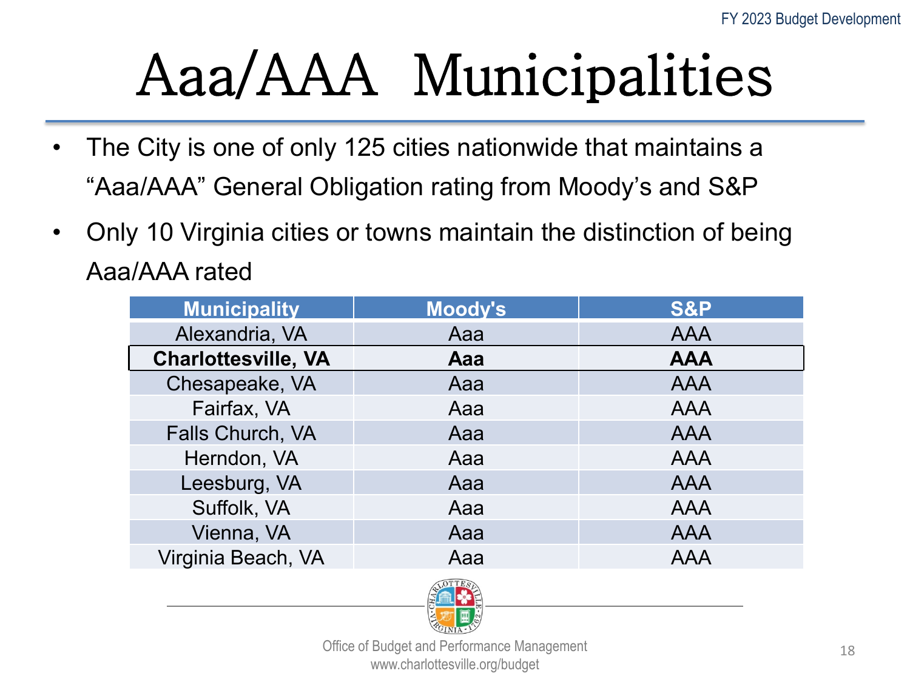# Aaa/AAA Municipalities

- The City is one of only 125 cities nationwide that maintains a "Aaa/AAA" General Obligation rating from Moody's and S&P
- Only 10 Virginia cities or towns maintain the distinction of being Aaa/AAA rated

| Municipality | Moody's | S&P |
|---|---|---|
| Alexandria, VA | Aaa | AAA |
| **Charlottesville, VA** | **Aaa** | **AAA** |
| Chesapeake, VA | Aaa | AAA |
| Fairfax, VA | Aaa | AAA |
| Falls Church, VA | Aaa | AAA |
| Herndon, VA | Aaa | AAA |
| Leesburg, VA | Aaa | AAA |
| Suffolk, VA | Aaa | AAA |
| Vienna, VA | Aaa | AAA |
| Virginia Beach, VA | Aaa | AAA |

Office of Budget and Performance Management
www.charlottesville.org/budget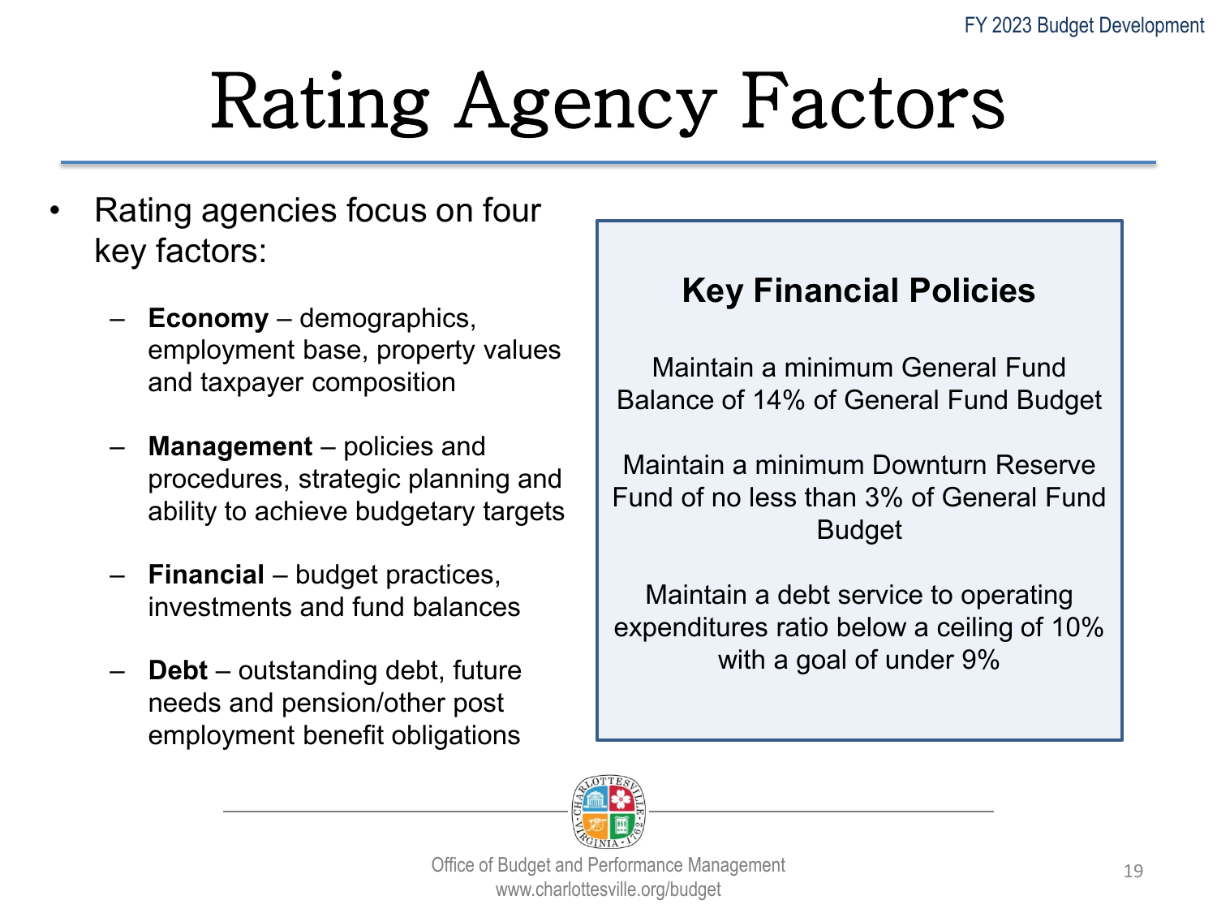# Rating Agency Factors

- Rating agencies focus on four key factors:
  - **Economy** – demographics, employment base, property values and taxpayer composition
  - **Management** – policies and procedures, strategic planning and ability to achieve budgetary targets
  - **Financial** – budget practices, investments and fund balances
  - **Debt** – outstanding debt, future needs and pension/other post employment benefit obligations

**Key Financial Policies**

Maintain a minimum General Fund Balance of 14% of General Fund Budget

Maintain a minimum Downturn Reserve Fund of no less than 3% of General Fund Budget

Maintain a debt service to operating expenditures ratio below a ceiling of 10% with a goal of under 9%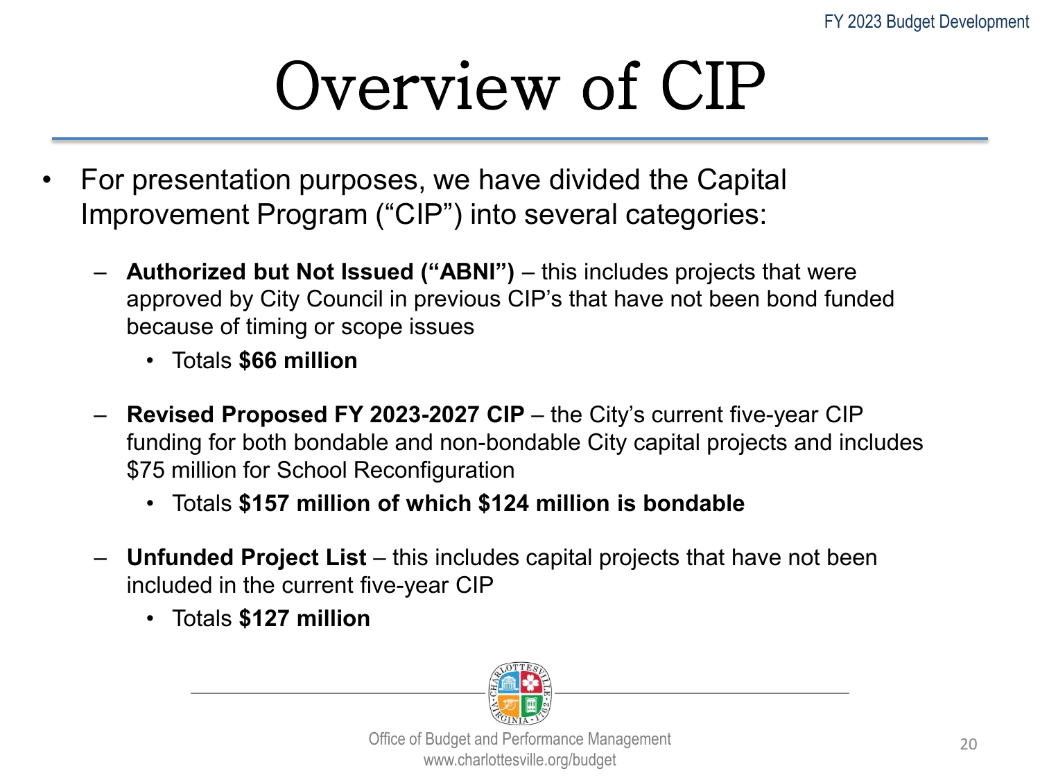# Overview of CIP

- For presentation purposes, we have divided the Capital Improvement Program ("CIP") into several categories:
  - **Authorized but Not Issued ("ABNI")** – this includes projects that were approved by City Council in previous CIP's that have not been bond funded because of timing or scope issues
    - Totals **$66 million**
  - **Revised Proposed FY 2023-2027 CIP** – the City's current five-year CIP funding for both bondable and non-bondable City capital projects and includes $75 million for School Reconfiguration
    - Totals **$157 million of which $124 million is bondable**
  - **Unfunded Project List** – this includes capital projects that have not been included in the current five-year CIP
    - Totals **$127 million**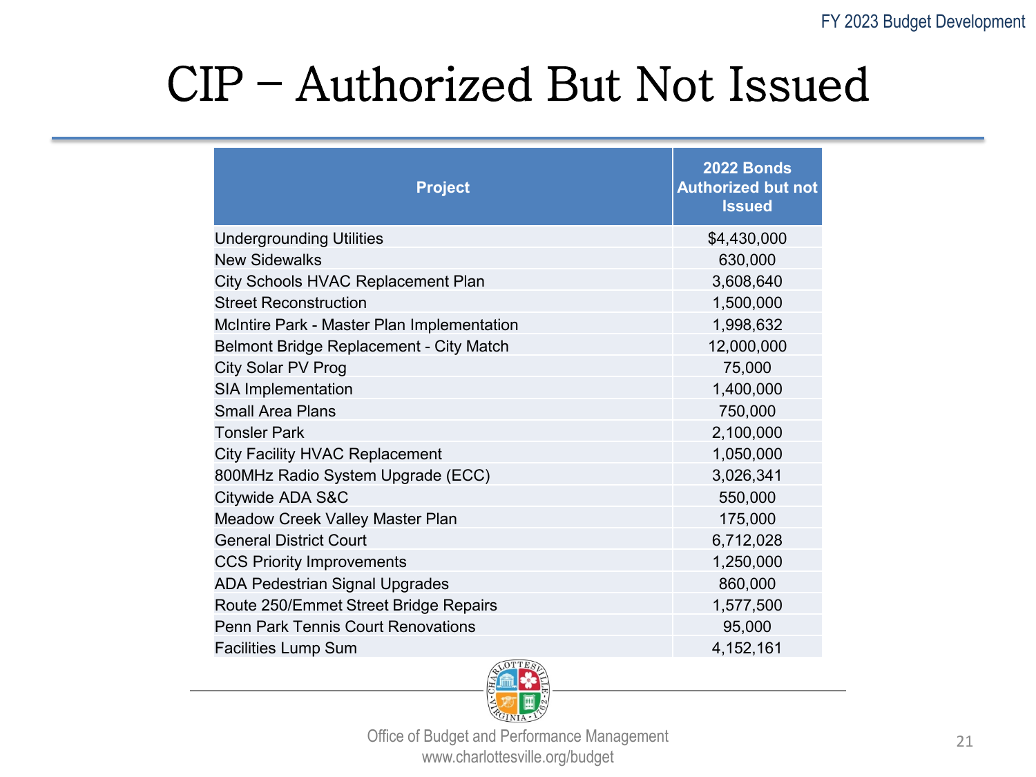# CIP – Authorized But Not Issued

| Project | 2022 Bonds Authorized but not Issued |
|---|---|
| Undergrounding Utilities | $4,430,000 |
| New Sidewalks | 630,000 |
| City Schools HVAC Replacement Plan | 3,608,640 |
| Street Reconstruction | 1,500,000 |
| McIntire Park - Master Plan Implementation | 1,998,632 |
| Belmont Bridge Replacement - City Match | 12,000,000 |
| City Solar PV Prog | 75,000 |
| SIA Implementation | 1,400,000 |
| Small Area Plans | 750,000 |
| Tonsler Park | 2,100,000 |
| City Facility HVAC Replacement | 1,050,000 |
| 800MHz Radio System Upgrade (ECC) | 3,026,341 |
| Citywide ADA S&C | 550,000 |
| Meadow Creek Valley Master Plan | 175,000 |
| General District Court | 6,712,028 |
| CCS Priority Improvements | 1,250,000 |
| ADA Pedestrian Signal Upgrades | 860,000 |
| Route 250/Emmet Street Bridge Repairs | 1,577,500 |
| Penn Park Tennis Court Renovations | 95,000 |
| Facilities Lump Sum | 4,152,161 |

Office of Budget and Performance Management
www.charlottesville.org/budget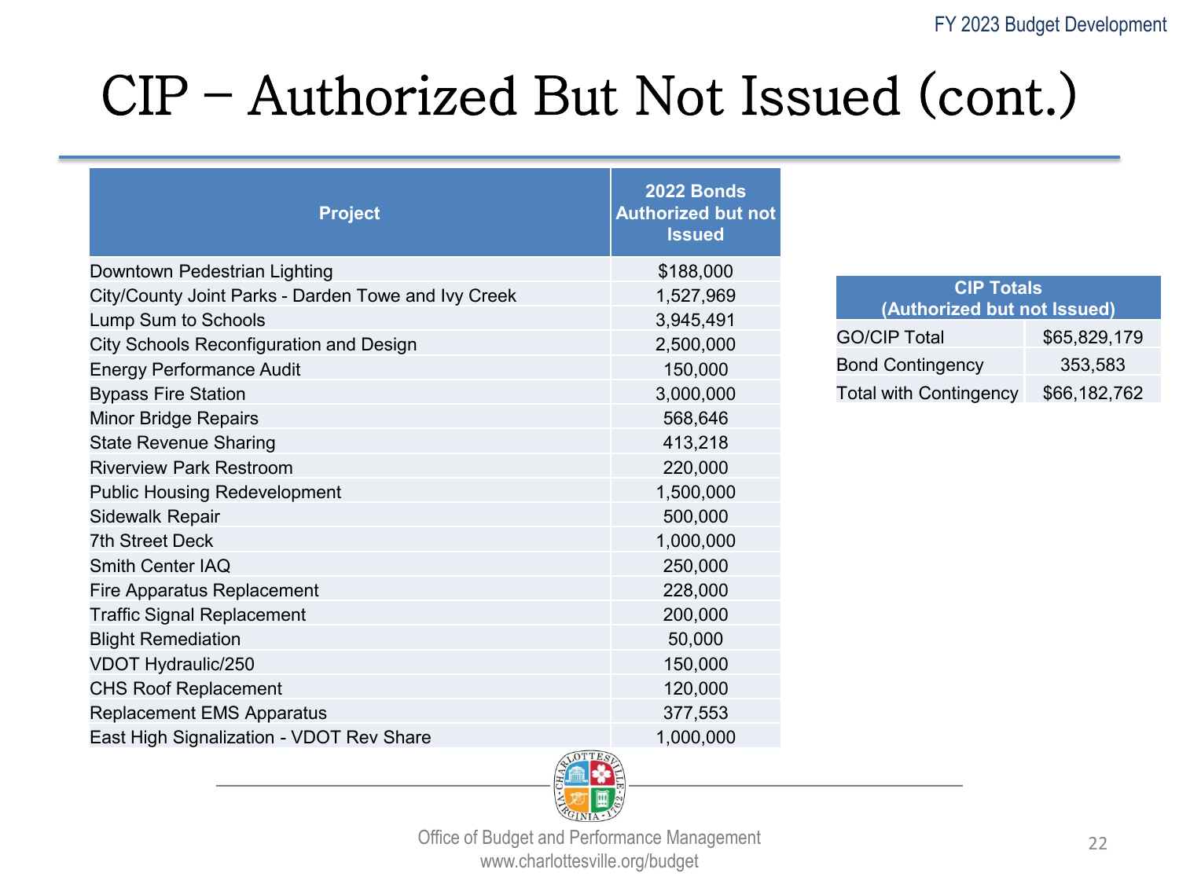# CIP – Authorized But Not Issued (cont.)

| Project | 2022 Bonds Authorized but not Issued |
| --- | --- |
| Downtown Pedestrian Lighting | $188,000 |
| City/County Joint Parks - Darden Towe and Ivy Creek | 1,527,969 |
| Lump Sum to Schools | 3,945,491 |
| City Schools Reconfiguration and Design | 2,500,000 |
| Energy Performance Audit | 150,000 |
| Bypass Fire Station | 3,000,000 |
| Minor Bridge Repairs | 568,646 |
| State Revenue Sharing | 413,218 |
| Riverview Park Restroom | 220,000 |
| Public Housing Redevelopment | 1,500,000 |
| Sidewalk Repair | 500,000 |
| 7th Street Deck | 1,000,000 |
| Smith Center IAQ | 250,000 |
| Fire Apparatus Replacement | 228,000 |
| Traffic Signal Replacement | 200,000 |
| Blight Remediation | 50,000 |
| VDOT Hydraulic/250 | 150,000 |
| CHS Roof Replacement | 120,000 |
| Replacement EMS Apparatus | 377,553 |
| East High Signalization - VDOT Rev Share | 1,000,000 |

| CIP Totals (Authorized but not Issued) | |
| --- | --- |
| GO/CIP Total | $65,829,179 |
| Bond Contingency | 353,583 |
| Total with Contingency | $66,182,762 |

Office of Budget and Performance Management
www.charlottesville.org/budget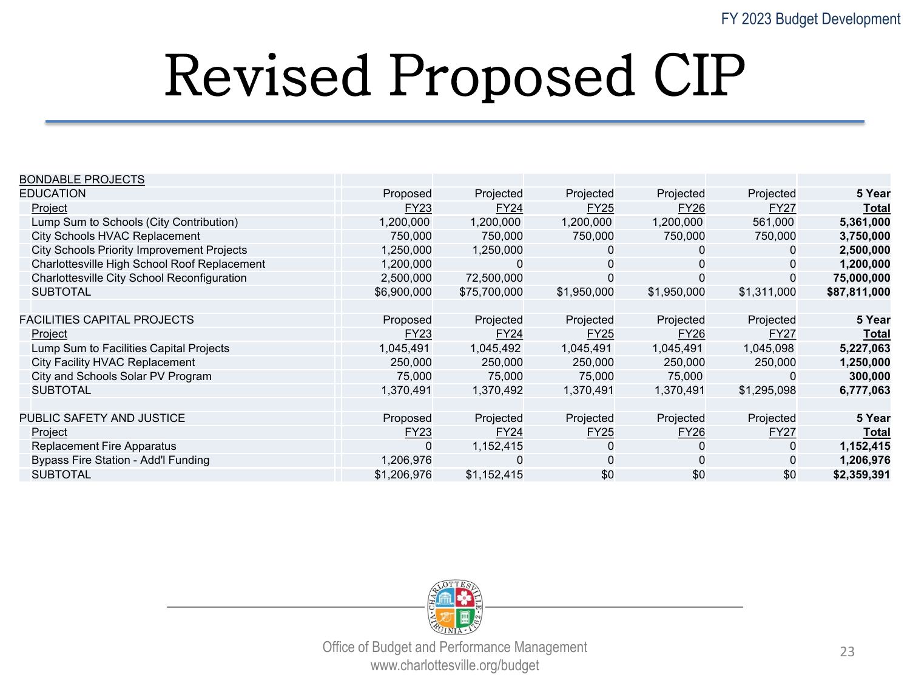# Revised Proposed CIP

| BONDABLE PROJECTS | | | | | | |
|---|---|---|---|---|---|---|
| EDUCATION | Proposed | Projected | Projected | Projected | Projected | **5 Year** |
| Project | FY23 | FY24 | FY25 | FY26 | FY27 | **Total** |
| Lump Sum to Schools (City Contribution) | 1,200,000 | 1,200,000 | 1,200,000 | 1,200,000 | 561,000 | **5,361,000** |
| City Schools HVAC Replacement | 750,000 | 750,000 | 750,000 | 750,000 | 750,000 | **3,750,000** |
| City Schools Priority Improvement Projects | 1,250,000 | 1,250,000 | 0 | 0 | 0 | **2,500,000** |
| Charlottesville High School Roof Replacement | 1,200,000 | 0 | 0 | 0 | 0 | **1,200,000** |
| Charlottesville City School Reconfiguration | 2,500,000 | 72,500,000 | 0 | 0 | 0 | **75,000,000** |
| SUBTOTAL | $6,900,000 | $75,700,000 | $1,950,000 | $1,950,000 | $1,311,000 | **$87,811,000** |
| | | | | | | |
| FACILITIES CAPITAL PROJECTS | Proposed | Projected | Projected | Projected | Projected | **5 Year** |
| Project | FY23 | FY24 | FY25 | FY26 | FY27 | **Total** |
| Lump Sum to Facilities Capital Projects | 1,045,491 | 1,045,492 | 1,045,491 | 1,045,491 | 1,045,098 | **5,227,063** |
| City Facility HVAC Replacement | 250,000 | 250,000 | 250,000 | 250,000 | 250,000 | **1,250,000** |
| City and Schools Solar PV Program | 75,000 | 75,000 | 75,000 | 75,000 | 0 | **300,000** |
| SUBTOTAL | 1,370,491 | 1,370,492 | 1,370,491 | 1,370,491 | $1,295,098 | **6,777,063** |
| | | | | | | |
| PUBLIC SAFETY AND JUSTICE | Proposed | Projected | Projected | Projected | Projected | **5 Year** |
| Project | FY23 | FY24 | FY25 | FY26 | FY27 | **Total** |
| Replacement Fire Apparatus | 0 | 1,152,415 | 0 | 0 | 0 | **1,152,415** |
| Bypass Fire Station - Add'l Funding | 1,206,976 | 0 | 0 | 0 | 0 | **1,206,976** |
| SUBTOTAL | $1,206,976 | $1,152,415 | $0 | $0 | $0 | **$2,359,391** |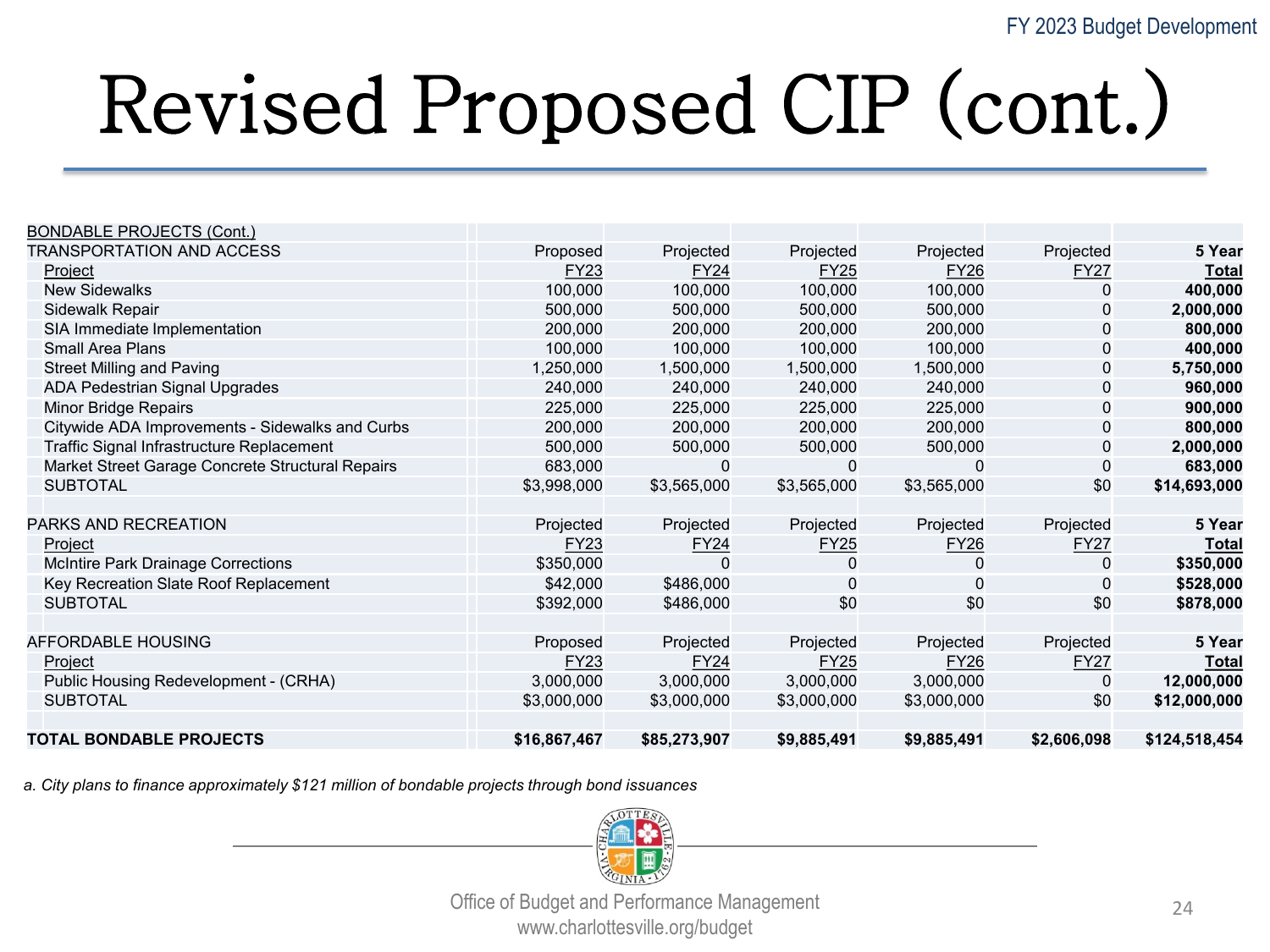# Revised Proposed CIP (cont.)

| BONDABLE PROJECTS (Cont.) | | | | | | |
|---|---|---|---|---|---|---|
| TRANSPORTATION AND ACCESS | Proposed | Projected | Projected | Projected | Projected | **5 Year** |
| Project | FY23 | FY24 | FY25 | FY26 | FY27 | **Total** |
| New Sidewalks | 100,000 | 100,000 | 100,000 | 100,000 | 0 | **400,000** |
| Sidewalk Repair | 500,000 | 500,000 | 500,000 | 500,000 | 0 | **2,000,000** |
| SIA Immediate Implementation | 200,000 | 200,000 | 200,000 | 200,000 | 0 | **800,000** |
| Small Area Plans | 100,000 | 100,000 | 100,000 | 100,000 | 0 | **400,000** |
| Street Milling and Paving | 1,250,000 | 1,500,000 | 1,500,000 | 1,500,000 | 0 | **5,750,000** |
| ADA Pedestrian Signal Upgrades | 240,000 | 240,000 | 240,000 | 240,000 | 0 | **960,000** |
| Minor Bridge Repairs | 225,000 | 225,000 | 225,000 | 225,000 | 0 | **900,000** |
| Citywide ADA Improvements - Sidewalks and Curbs | 200,000 | 200,000 | 200,000 | 200,000 | 0 | **800,000** |
| Traffic Signal Infrastructure Replacement | 500,000 | 500,000 | 500,000 | 500,000 | 0 | **2,000,000** |
| Market Street Garage Concrete Structural Repairs | 683,000 | 0 | 0 | 0 | 0 | **683,000** |
| SUBTOTAL | $3,998,000 | $3,565,000 | $3,565,000 | $3,565,000 | $0 | **$14,693,000** |
| | | | | | | |
| PARKS AND RECREATION | Projected | Projected | Projected | Projected | Projected | **5 Year** |
| Project | FY23 | FY24 | FY25 | FY26 | FY27 | **Total** |
| McIntire Park Drainage Corrections | $350,000 | 0 | 0 | 0 | 0 | **$350,000** |
| Key Recreation Slate Roof Replacement | $42,000 | $486,000 | 0 | 0 | 0 | **$528,000** |
| SUBTOTAL | $392,000 | $486,000 | $0 | $0 | $0 | **$878,000** |
| | | | | | | |
| AFFORDABLE HOUSING | Proposed | Projected | Projected | Projected | Projected | **5 Year** |
| Project | FY23 | FY24 | FY25 | FY26 | FY27 | **Total** |
| Public Housing Redevelopment - (CRHA) | 3,000,000 | 3,000,000 | 3,000,000 | 3,000,000 | 0 | **12,000,000** |
| SUBTOTAL | $3,000,000 | $3,000,000 | $3,000,000 | $3,000,000 | $0 | **$12,000,000** |
| | | | | | | |
| **TOTAL BONDABLE PROJECTS** | **$16,867,467** | **$85,273,907** | **$9,885,491** | **$9,885,491** | **$2,606,098** | **$124,518,454** |

*a. City plans to finance approximately $121 million of bondable projects through bond issuances*

Office of Budget and Performance Management
www.charlottesville.org/budget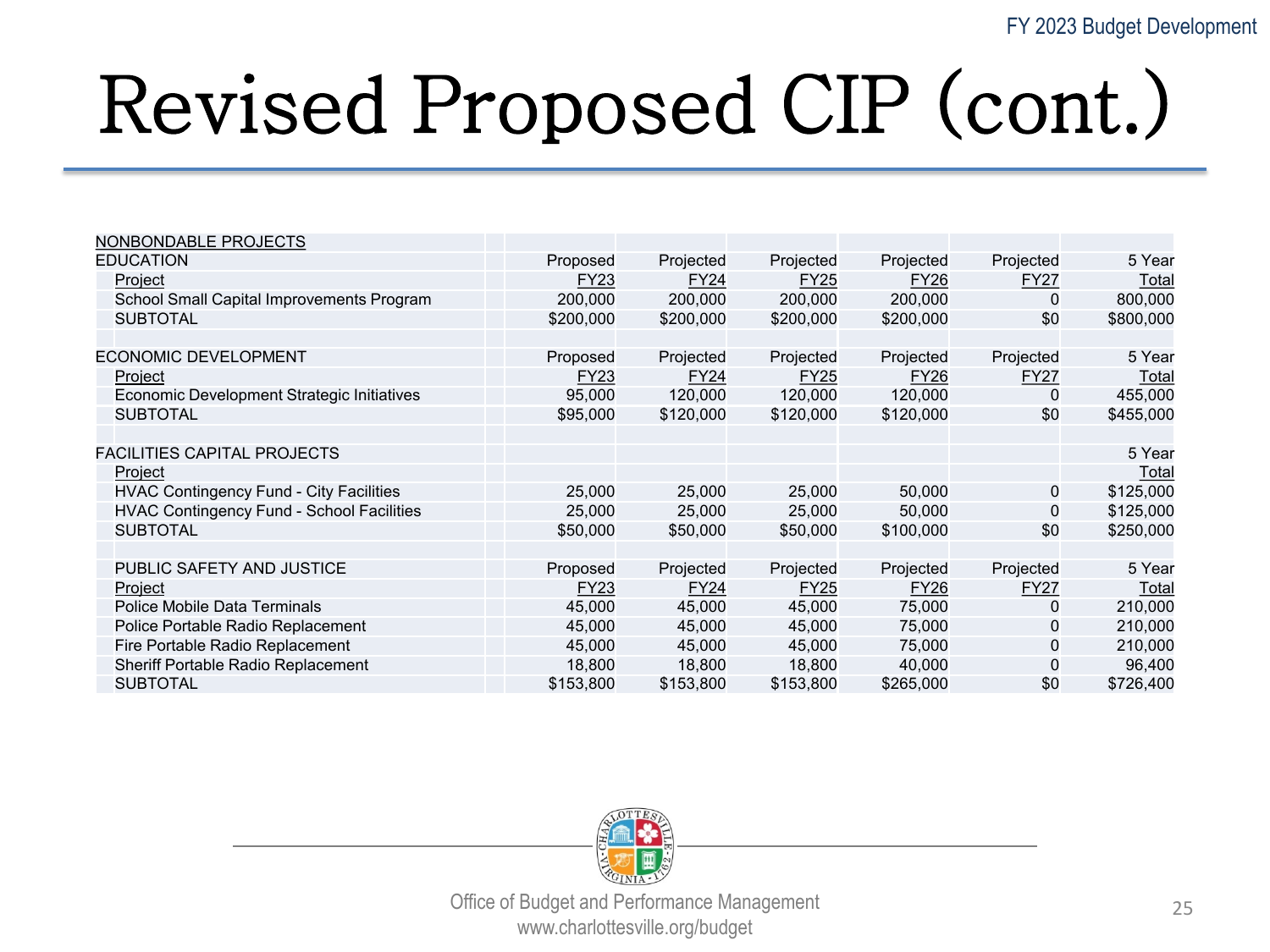# Revised Proposed CIP (cont.)

| NONBONDABLE PROJECTS | | | | | | |
|---|---|---|---|---|---|---|
| EDUCATION | Proposed | Projected | Projected | Projected | Projected | 5 Year |
| Project | FY23 | FY24 | FY25 | FY26 | FY27 | Total |
| School Small Capital Improvements Program | 200,000 | 200,000 | 200,000 | 200,000 | 0 | 800,000 |
| SUBTOTAL | $200,000 | $200,000 | $200,000 | $200,000 | $0 | $800,000 |
| | | | | | | |
| ECONOMIC DEVELOPMENT | Proposed | Projected | Projected | Projected | Projected | 5 Year |
| Project | FY23 | FY24 | FY25 | FY26 | FY27 | Total |
| Economic Development Strategic Initiatives | 95,000 | 120,000 | 120,000 | 120,000 | 0 | 455,000 |
| SUBTOTAL | $95,000 | $120,000 | $120,000 | $120,000 | $0 | $455,000 |
| | | | | | | |
| FACILITIES CAPITAL PROJECTS | | | | | | 5 Year |
| Project | | | | | | Total |
| HVAC Contingency Fund - City Facilities | 25,000 | 25,000 | 25,000 | 50,000 | 0 | $125,000 |
| HVAC Contingency Fund - School Facilities | 25,000 | 25,000 | 25,000 | 50,000 | 0 | $125,000 |
| SUBTOTAL | $50,000 | $50,000 | $50,000 | $100,000 | $0 | $250,000 |
| | | | | | | |
| PUBLIC SAFETY AND JUSTICE | Proposed | Projected | Projected | Projected | Projected | 5 Year |
| Project | FY23 | FY24 | FY25 | FY26 | FY27 | Total |
| Police Mobile Data Terminals | 45,000 | 45,000 | 45,000 | 75,000 | 0 | 210,000 |
| Police Portable Radio Replacement | 45,000 | 45,000 | 45,000 | 75,000 | 0 | 210,000 |
| Fire Portable Radio Replacement | 45,000 | 45,000 | 45,000 | 75,000 | 0 | 210,000 |
| Sheriff Portable Radio Replacement | 18,800 | 18,800 | 18,800 | 40,000 | 0 | 96,400 |
| SUBTOTAL | $153,800 | $153,800 | $153,800 | $265,000 | $0 | $726,400 |

Office of Budget and Performance Management
www.charlottesville.org/budget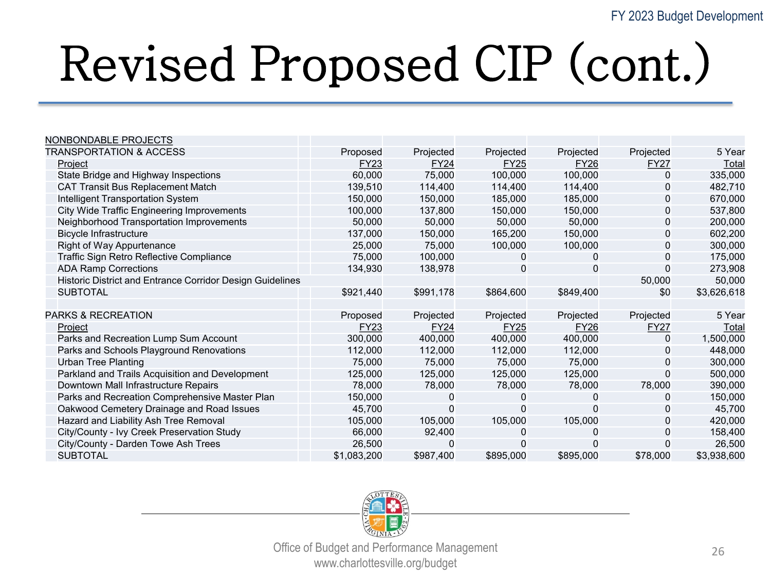# Revised Proposed CIP (cont.)

| NONBONDABLE PROJECTS | | | | | | |
|---|---|---|---|---|---|---|
| TRANSPORTATION & ACCESS | Proposed | Projected | Projected | Projected | Projected | 5 Year |
| Project | FY23 | FY24 | FY25 | FY26 | FY27 | Total |
| State Bridge and Highway Inspections | 60,000 | 75,000 | 100,000 | 100,000 | 0 | 335,000 |
| CAT Transit Bus Replacement Match | 139,510 | 114,400 | 114,400 | 114,400 | 0 | 482,710 |
| Intelligent Transportation System | 150,000 | 150,000 | 185,000 | 185,000 | 0 | 670,000 |
| City Wide Traffic Engineering Improvements | 100,000 | 137,800 | 150,000 | 150,000 | 0 | 537,800 |
| Neighborhood Transportation Improvements | 50,000 | 50,000 | 50,000 | 50,000 | 0 | 200,000 |
| Bicycle Infrastructure | 137,000 | 150,000 | 165,200 | 150,000 | 0 | 602,200 |
| Right of Way Appurtenance | 25,000 | 75,000 | 100,000 | 100,000 | 0 | 300,000 |
| Traffic Sign Retro Reflective Compliance | 75,000 | 100,000 | 0 | 0 | 0 | 175,000 |
| ADA Ramp Corrections | 134,930 | 138,978 | 0 | 0 | 0 | 273,908 |
| Historic District and Entrance Corridor Design Guidelines | | | | | 50,000 | 50,000 |
| SUBTOTAL | $921,440 | $991,178 | $864,600 | $849,400 | $0 | $3,626,618 |
| | | | | | | |
| PARKS & RECREATION | Proposed | Projected | Projected | Projected | Projected | 5 Year |
| Project | FY23 | FY24 | FY25 | FY26 | FY27 | Total |
| Parks and Recreation Lump Sum Account | 300,000 | 400,000 | 400,000 | 400,000 | 0 | 1,500,000 |
| Parks and Schools Playground Renovations | 112,000 | 112,000 | 112,000 | 112,000 | 0 | 448,000 |
| Urban Tree Planting | 75,000 | 75,000 | 75,000 | 75,000 | 0 | 300,000 |
| Parkland and Trails Acquisition and Development | 125,000 | 125,000 | 125,000 | 125,000 | 0 | 500,000 |
| Downtown Mall Infrastructure Repairs | 78,000 | 78,000 | 78,000 | 78,000 | 78,000 | 390,000 |
| Parks and Recreation Comprehensive Master Plan | 150,000 | 0 | 0 | 0 | 0 | 150,000 |
| Oakwood Cemetery Drainage and Road Issues | 45,700 | 0 | 0 | 0 | 0 | 45,700 |
| Hazard and Liability Ash Tree Removal | 105,000 | 105,000 | 105,000 | 105,000 | 0 | 420,000 |
| City/County - Ivy Creek Preservation Study | 66,000 | 92,400 | 0 | 0 | 0 | 158,400 |
| City/County - Darden Towe Ash Trees | 26,500 | 0 | 0 | 0 | 0 | 26,500 |
| SUBTOTAL | $1,083,200 | $987,400 | $895,000 | $895,000 | $78,000 | $3,938,600 |

Office of Budget and Performance Management
www.charlottesville.org/budget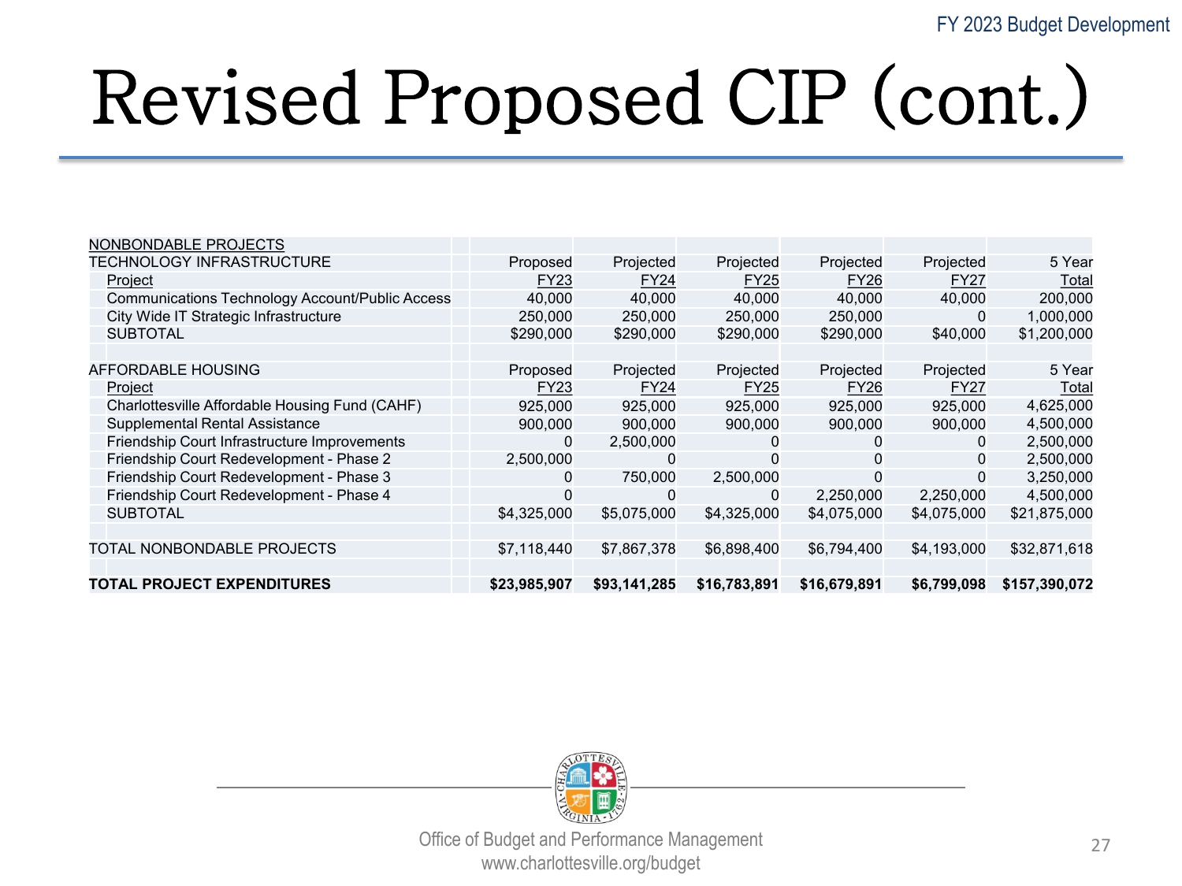# Revised Proposed CIP (cont.)

| NONBONDABLE PROJECTS | | | | | | |
|---|---|---|---|---|---|---|
| TECHNOLOGY INFRASTRUCTURE | Proposed | Projected | Projected | Projected | Projected | 5 Year |
| Project | FY23 | FY24 | FY25 | FY26 | FY27 | Total |
| Communications Technology Account/Public Access | 40,000 | 40,000 | 40,000 | 40,000 | 40,000 | 200,000 |
| City Wide IT Strategic Infrastructure | 250,000 | 250,000 | 250,000 | 250,000 | 0 | 1,000,000 |
| SUBTOTAL | $290,000 | $290,000 | $290,000 | $290,000 | $40,000 | $1,200,000 |
| | | | | | | |
| AFFORDABLE HOUSING | Proposed | Projected | Projected | Projected | Projected | 5 Year |
| Project | FY23 | FY24 | FY25 | FY26 | FY27 | Total |
| Charlottesville Affordable Housing Fund (CAHF) | 925,000 | 925,000 | 925,000 | 925,000 | 925,000 | 4,625,000 |
| Supplemental Rental Assistance | 900,000 | 900,000 | 900,000 | 900,000 | 900,000 | 4,500,000 |
| Friendship Court Infrastructure Improvements | 0 | 2,500,000 | 0 | 0 | 0 | 2,500,000 |
| Friendship Court Redevelopment - Phase 2 | 2,500,000 | 0 | 0 | 0 | 0 | 2,500,000 |
| Friendship Court Redevelopment - Phase 3 | 0 | 750,000 | 2,500,000 | 0 | 0 | 3,250,000 |
| Friendship Court Redevelopment - Phase 4 | 0 | 0 | 0 | 2,250,000 | 2,250,000 | 4,500,000 |
| SUBTOTAL | $4,325,000 | $5,075,000 | $4,325,000 | $4,075,000 | $4,075,000 | $21,875,000 |
| | | | | | | |
| TOTAL NONBONDABLE PROJECTS | $7,118,440 | $7,867,378 | $6,898,400 | $6,794,400 | $4,193,000 | $32,871,618 |
| | | | | | | |
| **TOTAL PROJECT EXPENDITURES** | **$23,985,907** | **$93,141,285** | **$16,783,891** | **$16,679,891** | **$6,799,098** | **$157,390,072** |

Office of Budget and Performance Management
www.charlottesville.org/budget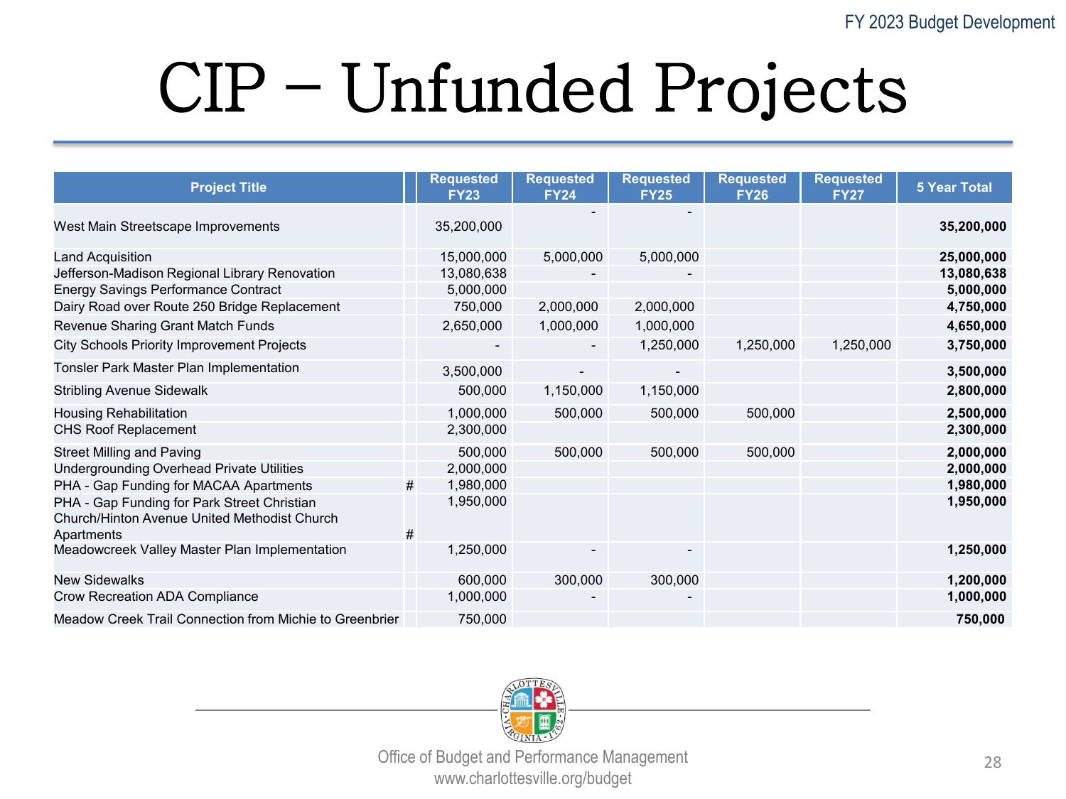# CIP – Unfunded Projects

| Project Title | | Requested FY23 | Requested FY24 | Requested FY25 | Requested FY26 | Requested FY27 | 5 Year Total |
|---|---|---|---|---|---|---|---|
| West Main Streetscape Improvements | | 35,200,000 | - | - | | | **35,200,000** |
| Land Acquisition | | 15,000,000 | 5,000,000 | 5,000,000 | | | **25,000,000** |
| Jefferson-Madison Regional Library Renovation | | 13,080,638 | - | - | | | **13,080,638** |
| Energy Savings Performance Contract | | 5,000,000 | | | | | **5,000,000** |
| Dairy Road over Route 250 Bridge Replacement | | 750,000 | 2,000,000 | 2,000,000 | | | **4,750,000** |
| Revenue Sharing Grant Match Funds | | 2,650,000 | 1,000,000 | 1,000,000 | | | **4,650,000** |
| City Schools Priority Improvement Projects | | - | - | 1,250,000 | 1,250,000 | 1,250,000 | **3,750,000** |
| Tonsler Park Master Plan Implementation | | 3,500,000 | - | - | | | **3,500,000** |
| Stribling Avenue Sidewalk | | 500,000 | 1,150,000 | 1,150,000 | | | **2,800,000** |
| Housing Rehabilitation | | 1,000,000 | 500,000 | 500,000 | 500,000 | | **2,500,000** |
| CHS Roof Replacement | | 2,300,000 | | | | | **2,300,000** |
| Street Milling and Paving | | 500,000 | 500,000 | 500,000 | 500,000 | | **2,000,000** |
| Undergrounding Overhead Private Utilities | | 2,000,000 | | | | | **2,000,000** |
| PHA - Gap Funding for MACAA Apartments | # | 1,980,000 | | | | | **1,980,000** |
| PHA - Gap Funding for Park Street Christian Church/Hinton Avenue United Methodist Church Apartments | # | 1,950,000 | | | | | **1,950,000** |
| Meadowcreek Valley Master Plan Implementation | | 1,250,000 | - | - | | | **1,250,000** |
| New Sidewalks | | 600,000 | 300,000 | 300,000 | | | **1,200,000** |
| Crow Recreation ADA Compliance | | 1,000,000 | - | - | | | **1,000,000** |
| Meadow Creek Trail Connection from Michie to Greenbrier | | 750,000 | | | | | **750,000** |

Office of Budget and Performance Management
www.charlottesville.org/budget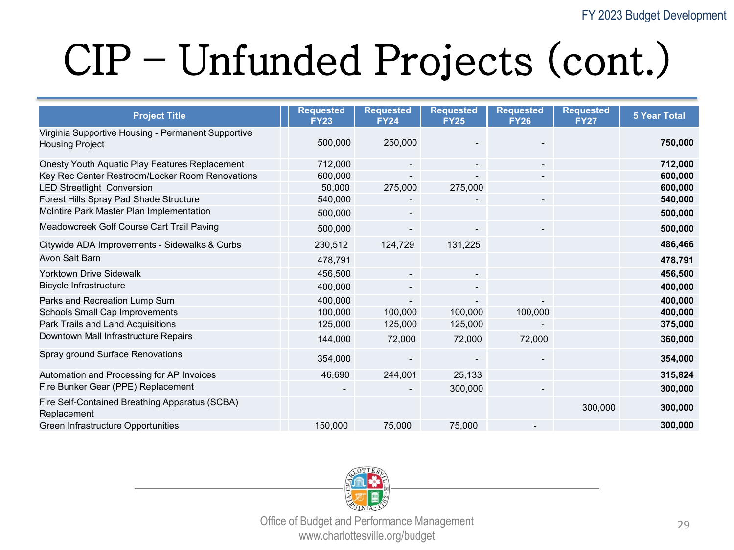# CIP – Unfunded Projects (cont.)

| Project Title | Requested FY23 | Requested FY24 | Requested FY25 | Requested FY26 | Requested FY27 | 5 Year Total |
|---|---|---|---|---|---|---|
| Virginia Supportive Housing - Permanent Supportive Housing Project | 500,000 | 250,000 | - | - | | **750,000** |
| Onesty Youth Aquatic Play Features Replacement | 712,000 | - | - | - | | **712,000** |
| Key Rec Center Restroom/Locker Room Renovations | 600,000 | - | - | - | | **600,000** |
| LED Streetlight Conversion | 50,000 | 275,000 | 275,000 | | | **600,000** |
| Forest Hills Spray Pad Shade Structure | 540,000 | - | - | - | | **540,000** |
| McIntire Park Master Plan Implementation | 500,000 | - | | | | **500,000** |
| Meadowcreek Golf Course Cart Trail Paving | 500,000 | - | - | - | | **500,000** |
| Citywide ADA Improvements - Sidewalks & Curbs | 230,512 | 124,729 | 131,225 | | | **486,466** |
| Avon Salt Barn | 478,791 | | | | | **478,791** |
| Yorktown Drive Sidewalk | 456,500 | - | - | | | **456,500** |
| Bicycle Infrastructure | 400,000 | - | - | | | **400,000** |
| Parks and Recreation Lump Sum | 400,000 | - | - | - | | **400,000** |
| Schools Small Cap Improvements | 100,000 | 100,000 | 100,000 | 100,000 | | **400,000** |
| Park Trails and Land Acquisitions | 125,000 | 125,000 | 125,000 | - | | **375,000** |
| Downtown Mall Infrastructure Repairs | 144,000 | 72,000 | 72,000 | 72,000 | | **360,000** |
| Spray ground Surface Renovations | 354,000 | - | - | - | | **354,000** |
| Automation and Processing for AP Invoices | 46,690 | 244,001 | 25,133 | | | **315,824** |
| Fire Bunker Gear (PPE) Replacement | - | - | 300,000 | - | | **300,000** |
| Fire Self-Contained Breathing Apparatus (SCBA) Replacement | | | | | 300,000 | **300,000** |
| Green Infrastructure Opportunities | 150,000 | 75,000 | 75,000 | - | | **300,000** |

Office of Budget and Performance Management
www.charlottesville.org/budget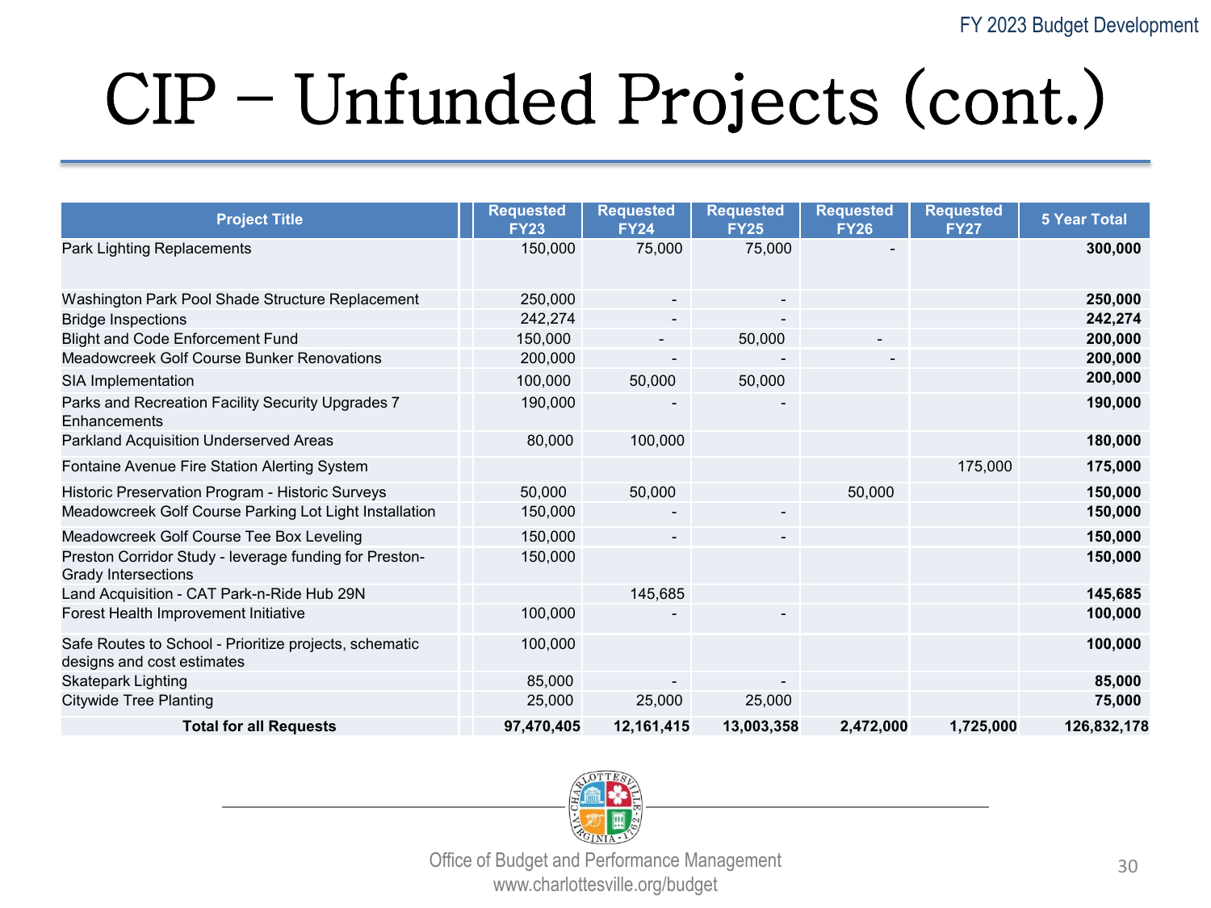# CIP – Unfunded Projects (cont.)

| Project Title | | Requested FY23 | Requested FY24 | Requested FY25 | Requested FY26 | Requested FY27 | 5 Year Total |
|---|---|---|---|---|---|---|---|
| Park Lighting Replacements | | 150,000 | 75,000 | 75,000 | - | | **300,000** |
| Washington Park Pool Shade Structure Replacement | | 250,000 | - | - | | | **250,000** |
| Bridge Inspections | | 242,274 | - | - | | | **242,274** |
| Blight and Code Enforcement Fund | | 150,000 | - | 50,000 | - | | **200,000** |
| Meadowcreek Golf Course Bunker Renovations | | 200,000 | - | - | - | | **200,000** |
| SIA Implementation | | 100,000 | 50,000 | 50,000 | | | **200,000** |
| Parks and Recreation Facility Security Upgrades 7 Enhancements | | 190,000 | - | - | | | **190,000** |
| Parkland Acquisition Underserved Areas | | 80,000 | 100,000 | | | | **180,000** |
| Fontaine Avenue Fire Station Alerting System | | | | | | 175,000 | **175,000** |
| Historic Preservation Program - Historic Surveys | | 50,000 | 50,000 | | 50,000 | | **150,000** |
| Meadowcreek Golf Course Parking Lot Light Installation | | 150,000 | - | - | | | **150,000** |
| Meadowcreek Golf Course Tee Box Leveling | | 150,000 | - | - | | | **150,000** |
| Preston Corridor Study - leverage funding for Preston-Grady Intersections | | 150,000 | | | | | **150,000** |
| Land Acquisition - CAT Park-n-Ride Hub 29N | | | 145,685 | | | | **145,685** |
| Forest Health Improvement Initiative | | 100,000 | - | - | | | **100,000** |
| Safe Routes to School - Prioritize projects, schematic designs and cost estimates | | 100,000 | | | | | **100,000** |
| Skatepark Lighting | | 85,000 | - | - | | | **85,000** |
| Citywide Tree Planting | | 25,000 | 25,000 | 25,000 | | | **75,000** |
| **Total for all Requests** | | **97,470,405** | **12,161,415** | **13,003,358** | **2,472,000** | **1,725,000** | **126,832,178** |

Office of Budget and Performance Management
www.charlottesville.org/budget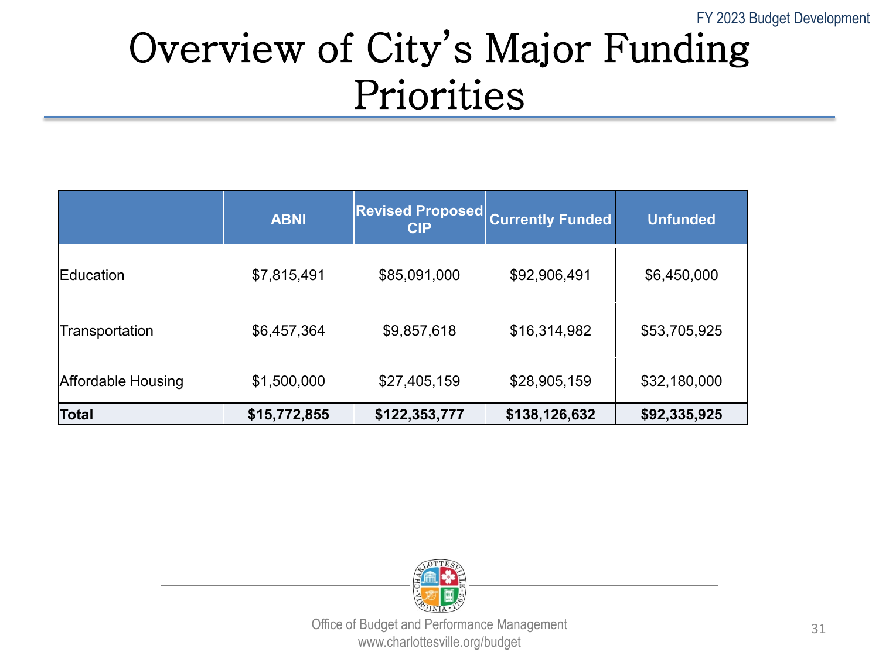# Overview of City's Major Funding Priorities

| | ABNI | Revised Proposed CIP | Currently Funded | Unfunded |
|---|---|---|---|---|
| Education | $7,815,491 | $85,091,000 | $92,906,491 | $6,450,000 |
| Transportation | $6,457,364 | $9,857,618 | $16,314,982 | $53,705,925 |
| Affordable Housing | $1,500,000 | $27,405,159 | $28,905,159 | $32,180,000 |
| **Total** | **$15,772,855** | **$122,353,777** | **$138,126,632** | **$92,335,925** |

Office of Budget and Performance Management
www.charlottesville.org/budget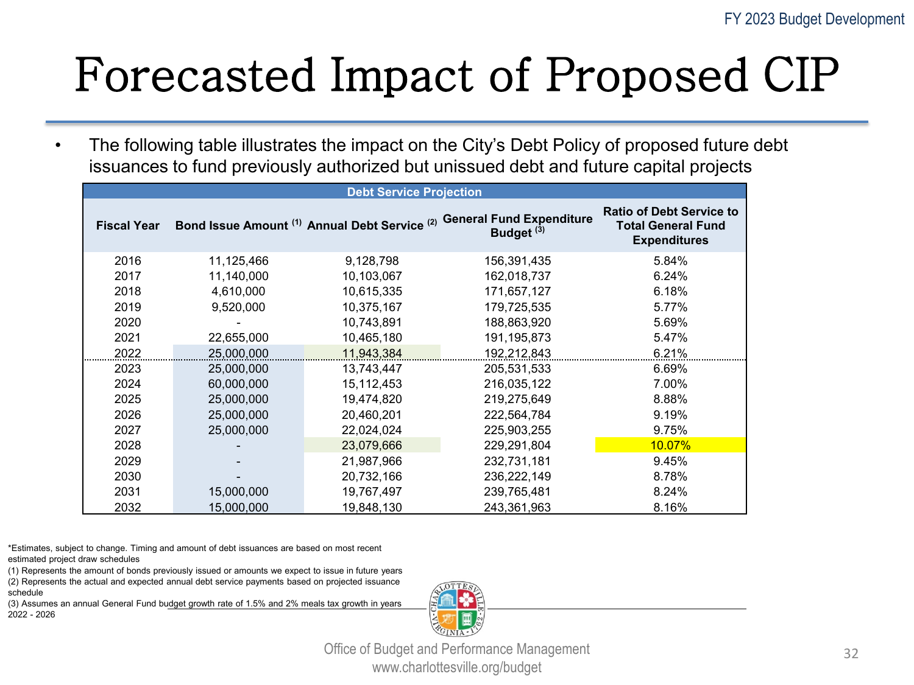# Forecasted Impact of Proposed CIP

- The following table illustrates the impact on the City's Debt Policy of proposed future debt issuances to fund previously authorized but unissued debt and future capital projects

| Debt Service Projection | | | | |
|---|---|---|---|---|
| **Fiscal Year** | **Bond Issue Amount [1]** | **Annual Debt Service [2]** | **General Fund Expenditure Budget [3]** | **Ratio of Debt Service to Total General Fund Expenditures** |
| 2016 | 11,125,466 | 9,128,798 | 156,391,435 | 5.84% |
| 2017 | 11,140,000 | 10,103,067 | 162,018,737 | 6.24% |
| 2018 | 4,610,000 | 10,615,335 | 171,657,127 | 6.18% |
| 2019 | 9,520,000 | 10,375,167 | 179,725,535 | 5.77% |
| 2020 | - | 10,743,891 | 188,863,920 | 5.69% |
| 2021 | 22,655,000 | 10,465,180 | 191,195,873 | 5.47% |
| 2022 | 25,000,000 | 11,943,384 | 192,212,843 | 6.21% |
| 2023 | 25,000,000 | 13,743,447 | 205,531,533 | 6.69% |
| 2024 | 60,000,000 | 15,112,453 | 216,035,122 | 7.00% |
| 2025 | 25,000,000 | 19,474,820 | 219,275,649 | 8.88% |
| 2026 | 25,000,000 | 20,460,201 | 222,564,784 | 9.19% |
| 2027 | 25,000,000 | 22,024,024 | 225,903,255 | 9.75% |
| 2028 | - | 23,079,666 | 229,291,804 | 10.07% |
| 2029 | - | 21,987,966 | 232,731,181 | 9.45% |
| 2030 | - | 20,732,166 | 236,222,149 | 8.78% |
| 2031 | 15,000,000 | 19,767,497 | 239,765,481 | 8.24% |
| 2032 | 15,000,000 | 19,848,130 | 243,361,963 | 8.16% |

*Estimates, subject to change. Timing and amount of debt issuances are based on most recent estimated project draw schedules

(1) Represents the amount of bonds previously issued or amounts we expect to issue in future years

(2) Represents the actual and expected annual debt service payments based on projected issuance schedule

(3) Assumes an annual General Fund budget growth rate of 1.5% and 2% meals tax growth in years 2022 - 2026

Office of Budget and Performance Management
www.charlottesville.org/budget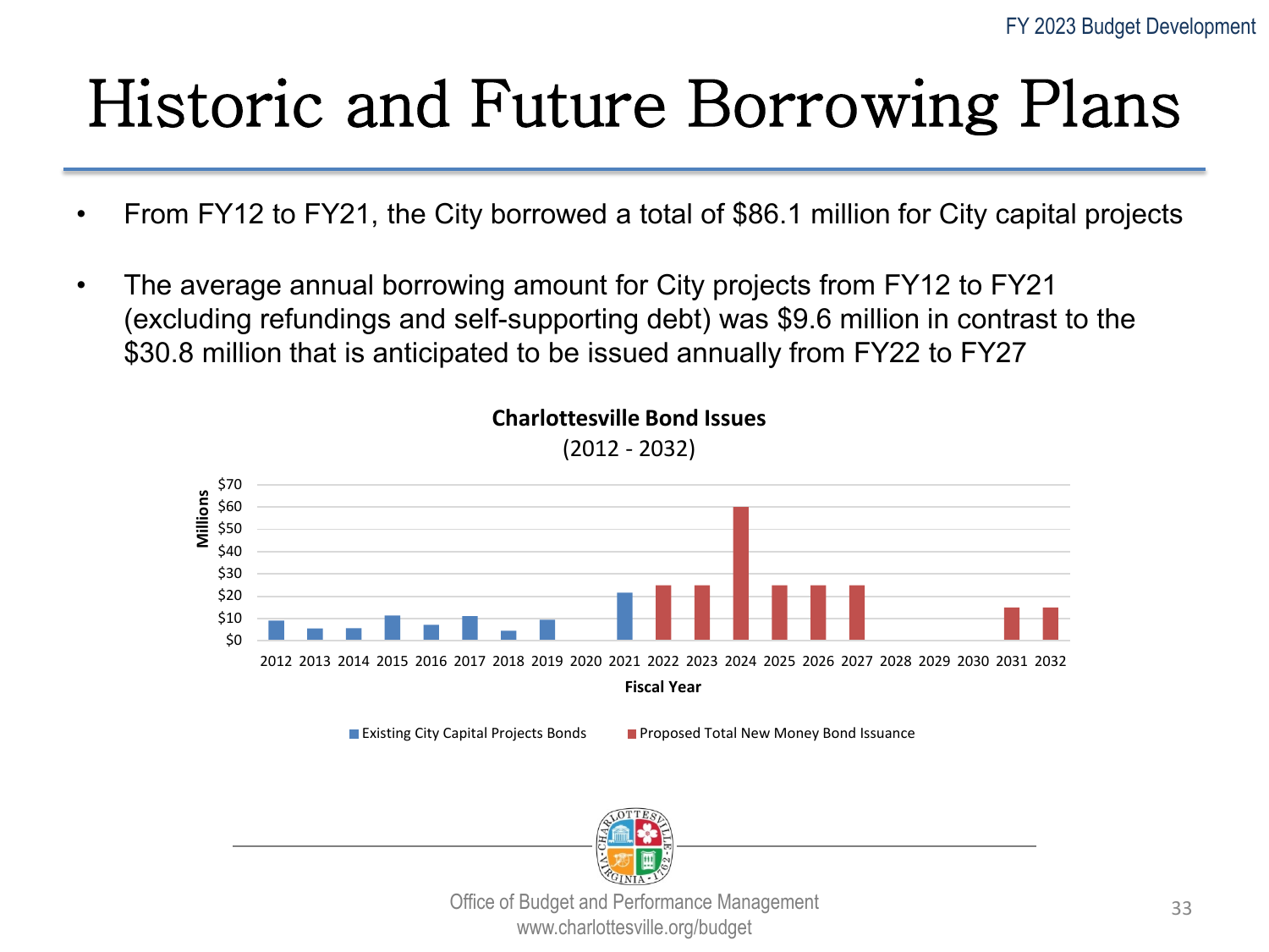# Historic and Future Borrowing Plans

- From FY12 to FY21, the City borrowed a total of $86.1 million for City capital projects
- The average annual borrowing amount for City projects from FY12 to FY21 (excluding refundings and self-supporting debt) was $9.6 million in contrast to the $30.8 million that is anticipated to be issued annually from FY22 to FY27

**Charlottesville Bond Issues**

(2012 - 2032)

Millions: $0, $10, $20, $30, $40, $50, $60, $70

Fiscal Year: 2012, 2013, 2014, 2015, 2016, 2017, 2018, 2019, 2020, 2021, 2022, 2023, 2024, 2025, 2026, 2027, 2028, 2029, 2030, 2031, 2032

■ Existing City Capital Projects Bonds ■ Proposed Total New Money Bond Issuance

Office of Budget and Performance Management
www.charlottesville.org/budget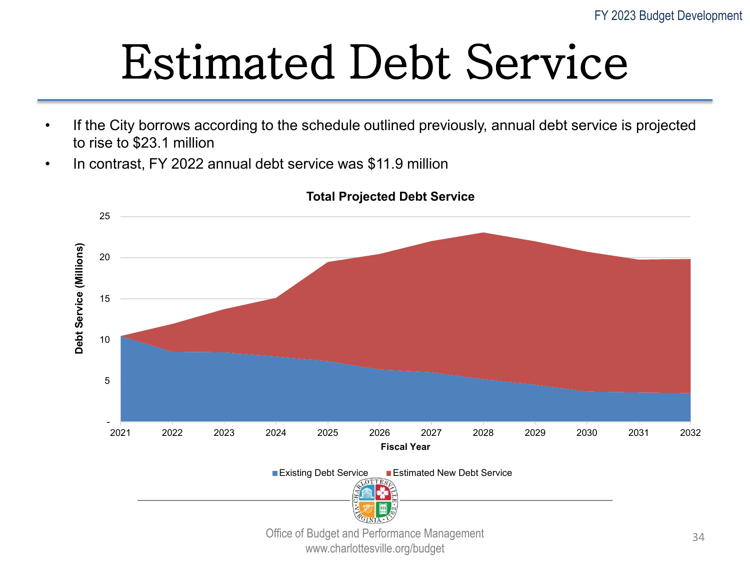# Estimated Debt Service

- If the City borrows according to the schedule outlined previously, annual debt service is projected to rise to $23.1 million
- In contrast, FY 2022 annual debt service was $11.9 million

**Total Projected Debt Service**

Debt Service (Millions)

25
20
15
10
5
-

2021 2022 2023 2024 2025 2026 2027 2028 2029 2030 2031 2032

Fiscal Year

Existing Debt Service  Estimated New Debt Service

Office of Budget and Performance Management
www.charlottesville.org/budget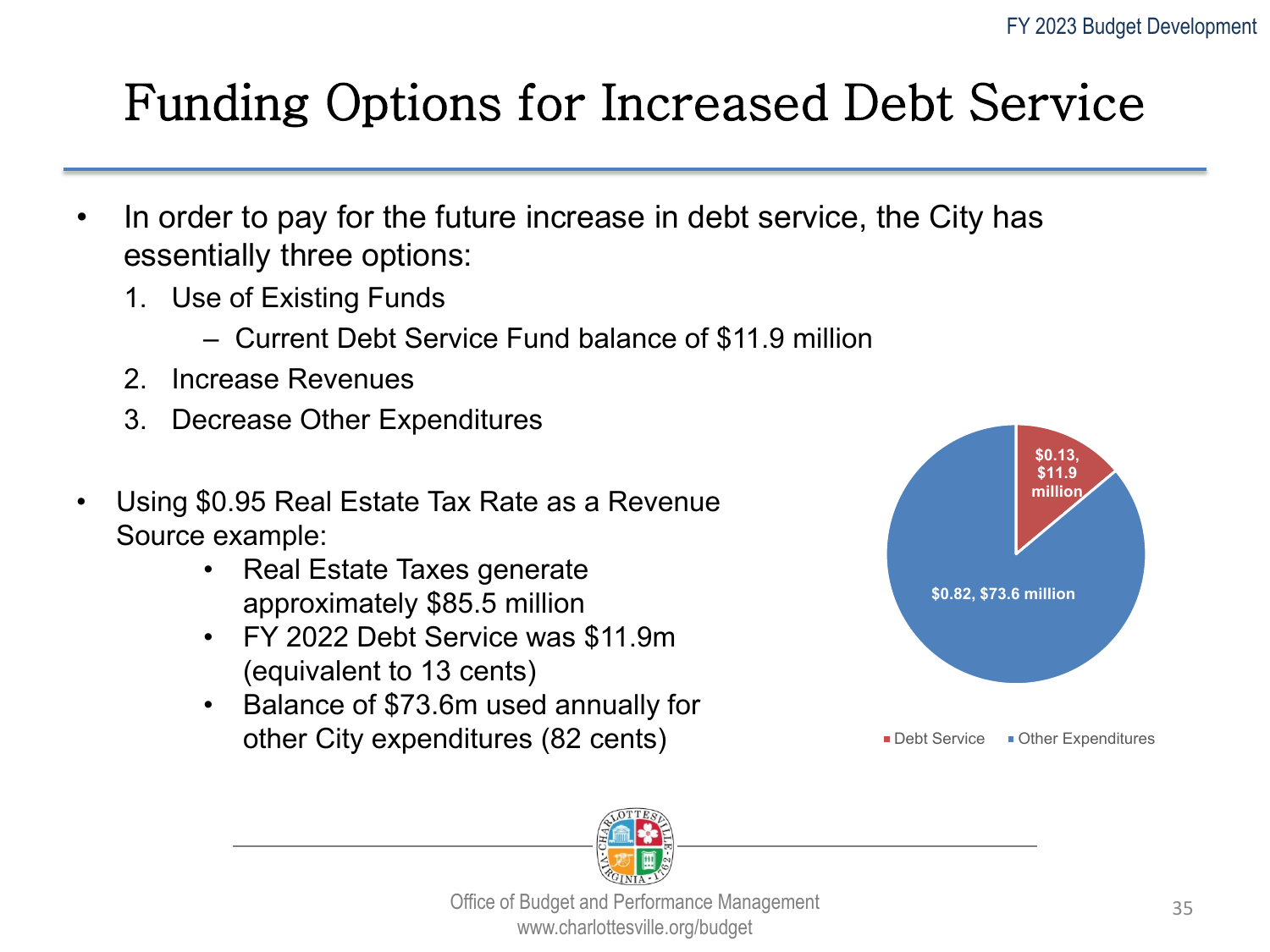# Funding Options for Increased Debt Service

- In order to pay for the future increase in debt service, the City has essentially three options:
  1. Use of Existing Funds
     - Current Debt Service Fund balance of $11.9 million
  2. Increase Revenues
  3. Decrease Other Expenditures

- Using $0.95 Real Estate Tax Rate as a Revenue Source example:
  - Real Estate Taxes generate approximately $85.5 million
  - FY 2022 Debt Service was $11.9m (equivalent to 13 cents)
  - Balance of $73.6m used annually for other City expenditures (82 cents)

| Category | Cents | Amount |
| --- | --- | --- |
| Debt Service | $0.13 | $11.9 million |
| Other Expenditures | $0.82 | $73.6 million |

Office of Budget and Performance Management
www.charlottesville.org/budget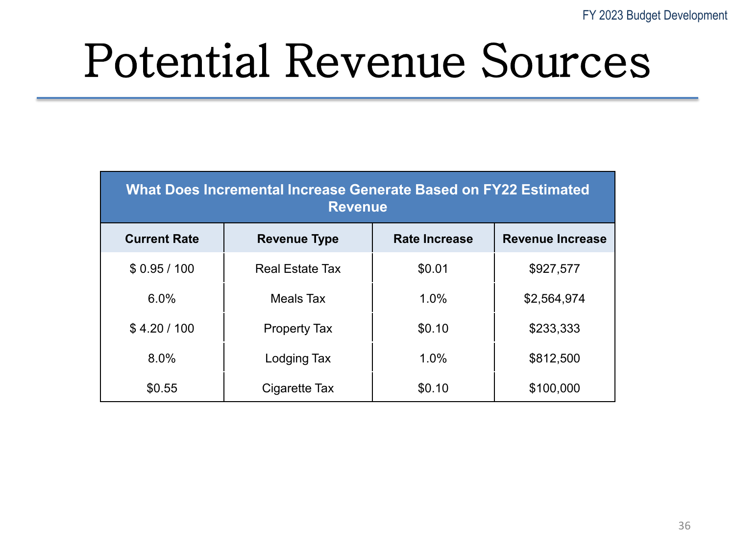# Potential Revenue Sources

| What Does Incremental Increase Generate Based on FY22 Estimated Revenue | | | |
|---|---|---|---|
| **Current Rate** | **Revenue Type** | **Rate Increase** | **Revenue Increase** |
| $ 0.95 / 100 | Real Estate Tax | $0.01 | $927,577 |
| 6.0% | Meals Tax | 1.0% | $2,564,974 |
| $ 4.20 / 100 | Property Tax | $0.10 | $233,333 |
| 8.0% | Lodging Tax | 1.0% | $812,500 |
| $0.55 | Cigarette Tax | $0.10 | $100,000 |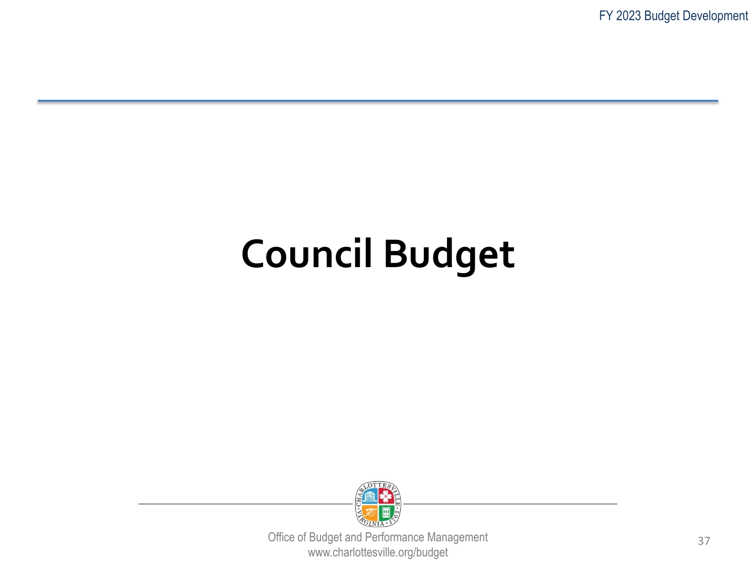# Council Budget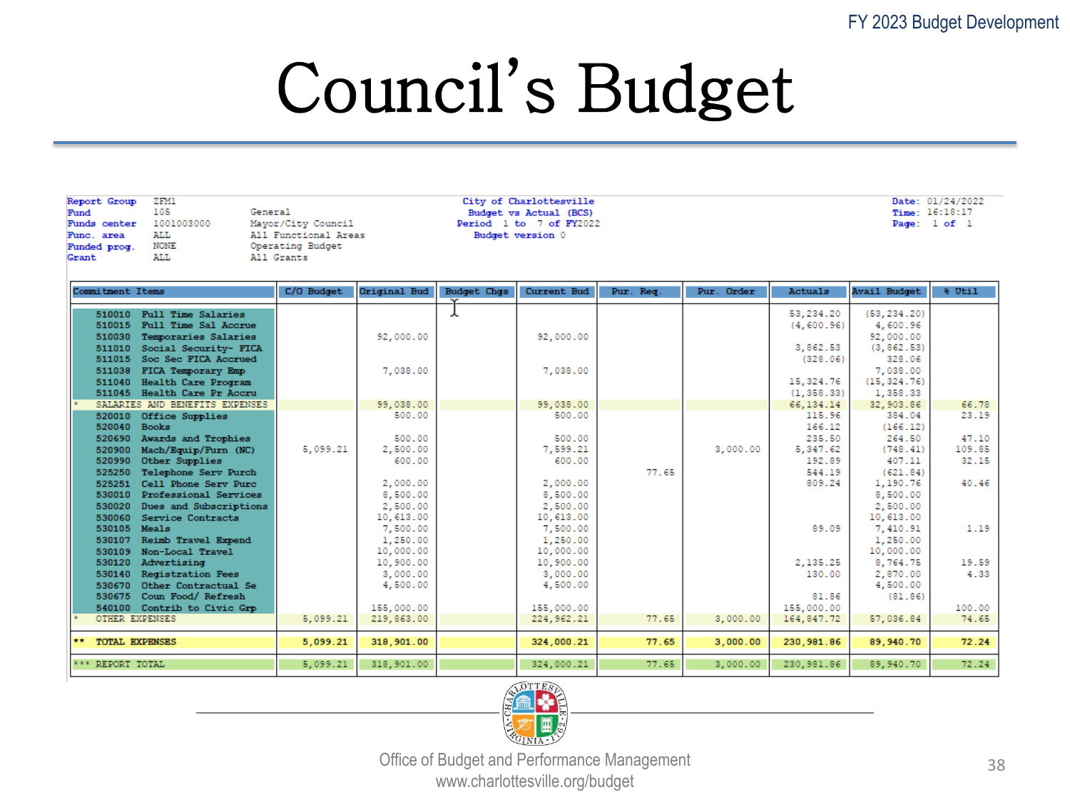# Council's Budget

| | | | | |
|---|---|---|---|---|
| **Report Group** | ZFM1 | | **City of Charlottesville** | **Date:** 01/24/2022 |
| **Fund** | 105 | General | **Budget vs Actual (BCS)** | **Time:** 16:18:17 |
| **Funds center** | 1001003000 | Mayor/City Council | **Period 1 to 7 of FY2022** | **Page:** 1 of 1 |
| **Func. area** | ALL | All Functional Areas | **Budget version** 0 | |
| **Funded prog.** | NONE | Operating Budget | | |
| **Grant** | ALL | All Grants | | |

| Commitment Items | C/O Budget | Original Bud | Budget Chgs | Current Bud | Pur. Req. | Pur. Order | Actuals | Avail Budget | % Util |
|---|---|---|---|---|---|---|---|---|---|
| 510010 Full Time Salaries | | | | | | | 53,234.20 | (53,234.20) | |
| 510015 Full Time Sal Accrue | | | | | | | (4,600.96) | 4,600.96 | |
| 510030 Temporaries Salaries | | 92,000.00 | | 92,000.00 | | | | 92,000.00 | |
| 511010 Social Security- FICA | | | | | | | 3,862.53 | (3,862.53) | |
| 511015 Soc Sec FICA Accrued | | | | | | | (328.06) | 328.06 | |
| 511038 FICA Temporary Emp | | 7,038.00 | | 7,038.00 | | | | 7,038.00 | |
| 511040 Health Care Program | | | | | | | 15,324.76 | (15,324.76) | |
| 511045 Health Care Pr Accru | | | | | | | (1,358.33) | 1,358.33 | |
| * SALARIES AND BENEFITS EXPENSES | | 99,038.00 | | 99,038.00 | | | 66,134.14 | 32,903.86 | 66.78 |
| 520010 Office Supplies | | 500.00 | | 500.00 | | | 115.96 | 384.04 | 23.19 |
| 520040 Books | | | | | | | 166.12 | (166.12) | |
| 520690 Awards and Trophies | | 500.00 | | 500.00 | | | 235.50 | 264.50 | 47.10 |
| 520900 Mach/Equip/Furn (NC) | 5,099.21 | 2,500.00 | | 7,599.21 | | 3,000.00 | 5,347.62 | (748.41) | 109.85 |
| 520990 Other Supplies | | 600.00 | | 600.00 | | | 192.89 | 407.11 | 32.15 |
| 525250 Telephone Serv Purch | | | | | 77.65 | | 544.19 | (621.84) | |
| 525251 Cell Phone Serv Purc | | 2,000.00 | | 2,000.00 | | | 809.24 | 1,190.76 | 40.46 |
| 530010 Professional Services | | 8,500.00 | | 8,500.00 | | | | 8,500.00 | |
| 530020 Dues and Subscriptions | | 2,500.00 | | 2,500.00 | | | | 2,500.00 | |
| 530060 Service Contracts | | 10,613.00 | | 10,613.00 | | | | 10,613.00 | |
| 530105 Meals | | 7,500.00 | | 7,500.00 | | | 89.09 | 7,410.91 | 1.19 |
| 530107 Reimb Travel Expend | | 1,250.00 | | 1,250.00 | | | | 1,250.00 | |
| 530109 Non-Local Travel | | 10,000.00 | | 10,000.00 | | | | 10,000.00 | |
| 530120 Advertising | | 10,900.00 | | 10,900.00 | | | 2,135.25 | 8,764.75 | 19.59 |
| 530140 Registration Fees | | 3,000.00 | | 3,000.00 | | | 130.00 | 2,870.00 | 4.33 |
| 530670 Other Contractual Se | | 4,500.00 | | 4,500.00 | | | | 4,500.00 | |
| 530675 Coun Food/ Refresh | | | | | | | 81.86 | (81.86) | |
| 540100 Contrib to Civic Grp | | 155,000.00 | | 155,000.00 | | | 155,000.00 | | 100.00 |
| * OTHER EXPENSES | 5,099.21 | 219,863.00 | | 224,962.21 | 77.65 | 3,000.00 | 164,847.72 | 57,036.84 | 74.65 |
| ** **TOTAL EXPENSES** | **5,099.21** | **318,901.00** | | **324,000.21** | **77.65** | **3,000.00** | **230,981.86** | **89,940.70** | **72.24** |
| *** REPORT TOTAL | 5,099.21 | 318,901.00 | | 324,000.21 | 77.65 | 3,000.00 | 230,981.86 | 89,940.70 | 72.24 |

Office of Budget and Performance Management
www.charlottesville.org/budget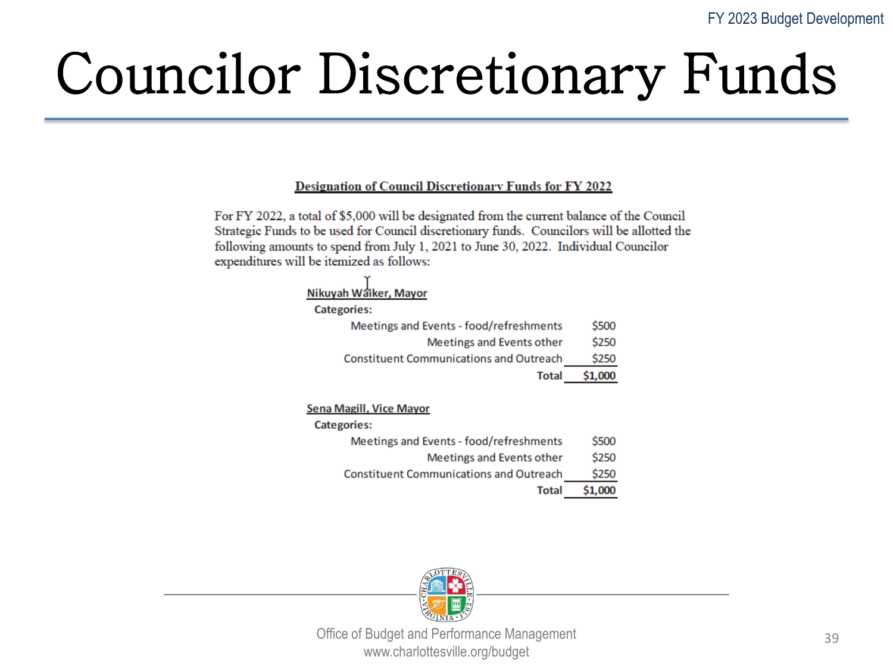# Councilor Discretionary Funds

## Designation of Council Discretionary Funds for FY 2022

For FY 2022, a total of $5,000 will be designated from the current balance of the Council Strategic Funds to be used for Council discretionary funds. Councilors will be allotted the following amounts to spend from July 1, 2021 to June 30, 2022. Individual Councilor expenditures will be itemized as follows:

**Nikuyah Walker, Mayor**

**Categories:**

| Category | Amount |
|---|---|
| Meetings and Events - food/refreshments | $500 |
| Meetings and Events other | $250 |
| Constituent Communications and Outreach | $250 |
| **Total** | **$1,000** |

**Sena Magill, Vice Mayor**

**Categories:**

| Category | Amount |
|---|---|
| Meetings and Events - food/refreshments | $500 |
| Meetings and Events other | $250 |
| Constituent Communications and Outreach | $250 |
| **Total** | **$1,000** |

Office of Budget and Performance Management
www.charlottesville.org/budget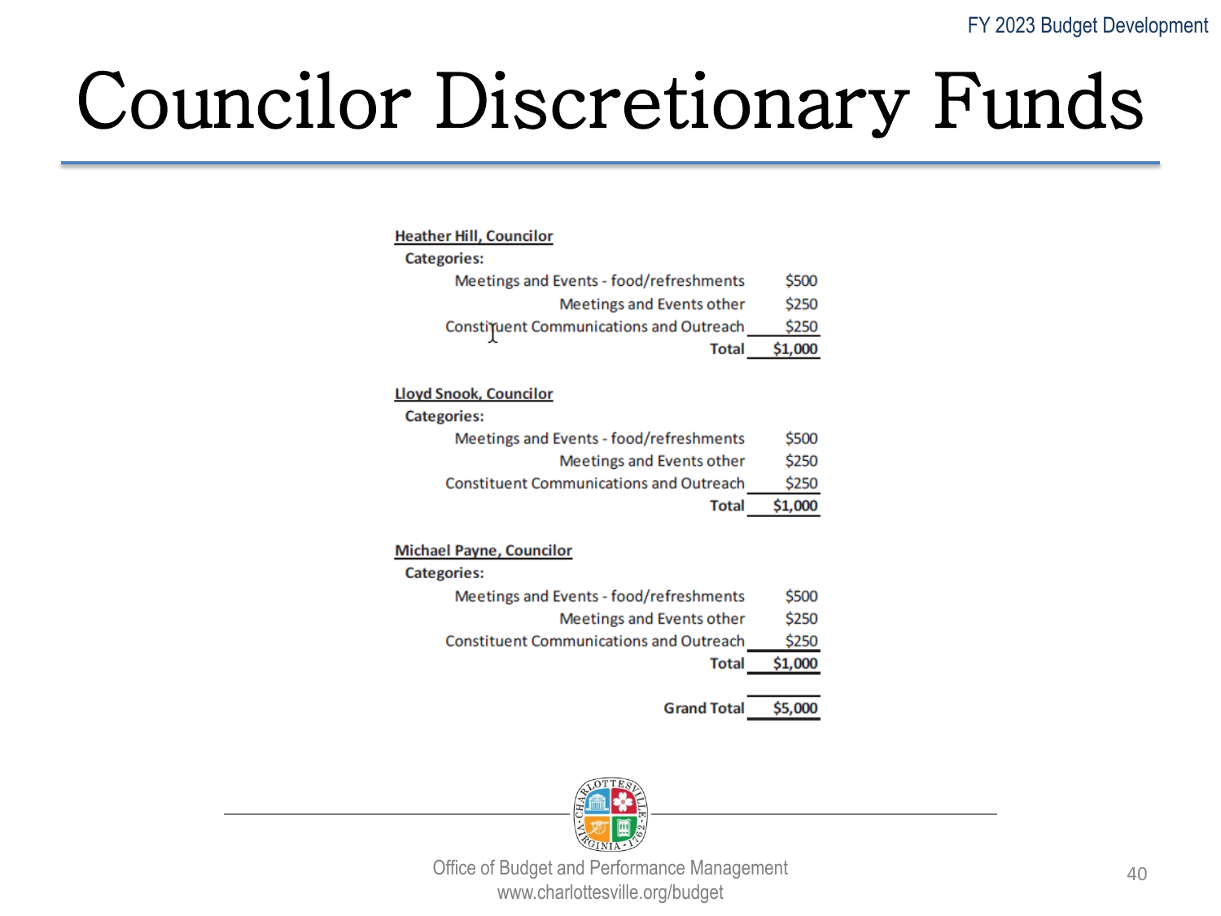# Councilor Discretionary Funds

**Heather Hill, Councilor**

**Categories:**

| Category | Amount |
| --- | --- |
| Meetings and Events - food/refreshments | $500 |
| Meetings and Events other | $250 |
| Constituent Communications and Outreach | $250 |
| **Total** | **$1,000** |

**Lloyd Snook, Councilor**

**Categories:**

| Category | Amount |
| --- | --- |
| Meetings and Events - food/refreshments | $500 |
| Meetings and Events other | $250 |
| Constituent Communications and Outreach | $250 |
| **Total** | **$1,000** |

**Michael Payne, Councilor**

**Categories:**

| Category | Amount |
| --- | --- |
| Meetings and Events - food/refreshments | $500 |
| Meetings and Events other | $250 |
| Constituent Communications and Outreach | $250 |
| **Total** | **$1,000** |

| | |
| --- | --- |
| **Grand Total** | **$5,000** |

Office of Budget and Performance Management
www.charlottesville.org/budget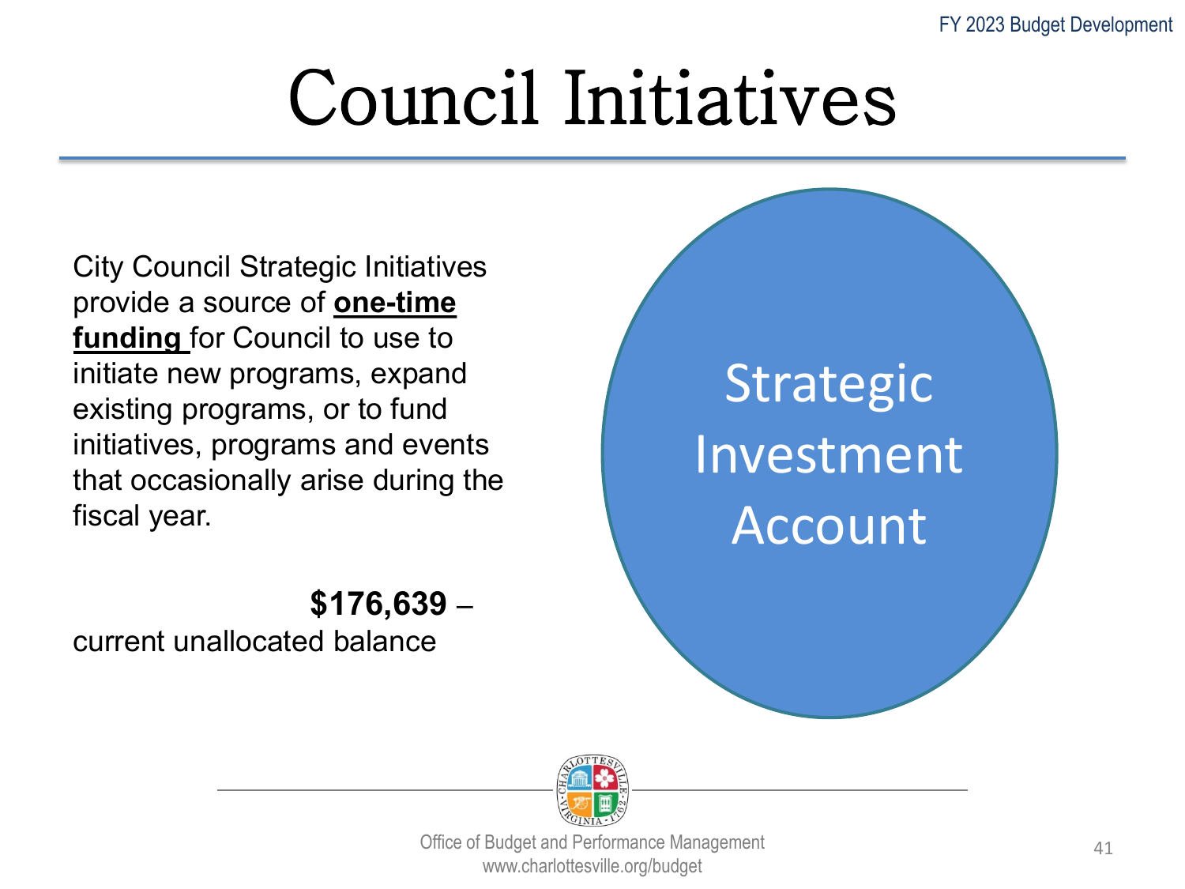# Council Initiatives

City Council Strategic Initiatives provide a source of **one-time funding** for Council to use to initiate new programs, expand existing programs, or to fund initiatives, programs and events that occasionally arise during the fiscal year.

**$176,639** – current unallocated balance

Strategic Investment Account

Office of Budget and Performance Management
www.charlottesville.org/budget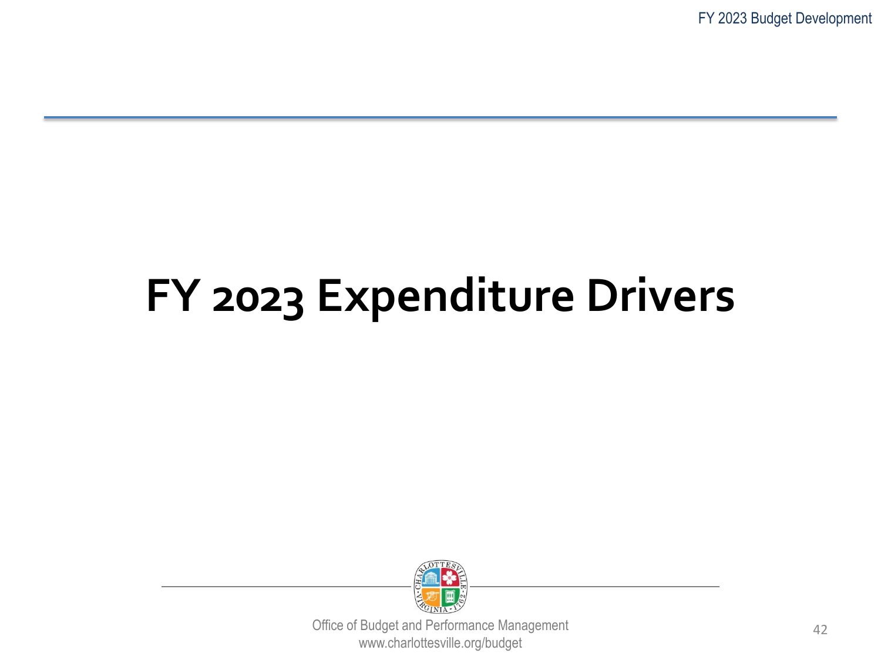# FY 2023 Expenditure Drivers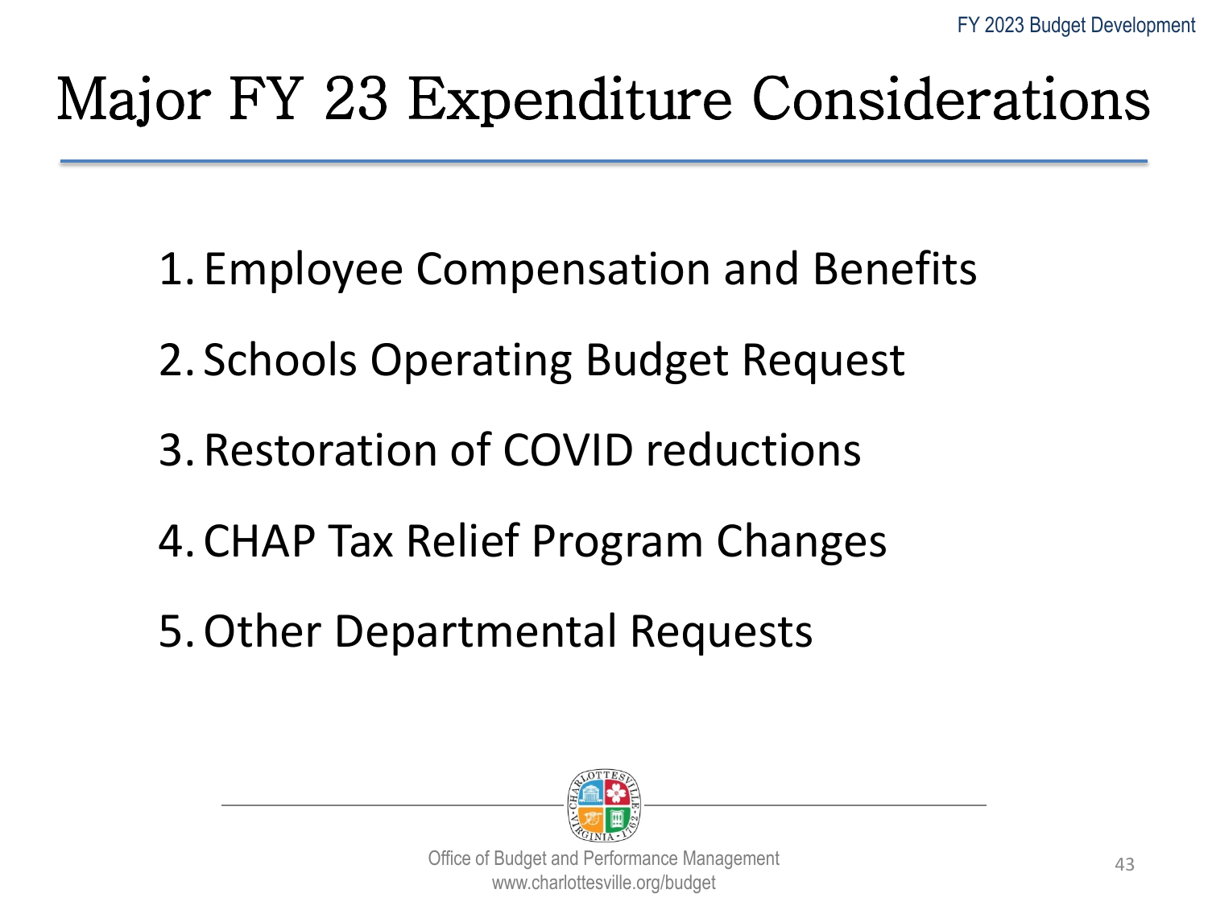# Major FY 23 Expenditure Considerations

1. Employee Compensation and Benefits
2. Schools Operating Budget Request
3. Restoration of COVID reductions
4. CHAP Tax Relief Program Changes
5. Other Departmental Requests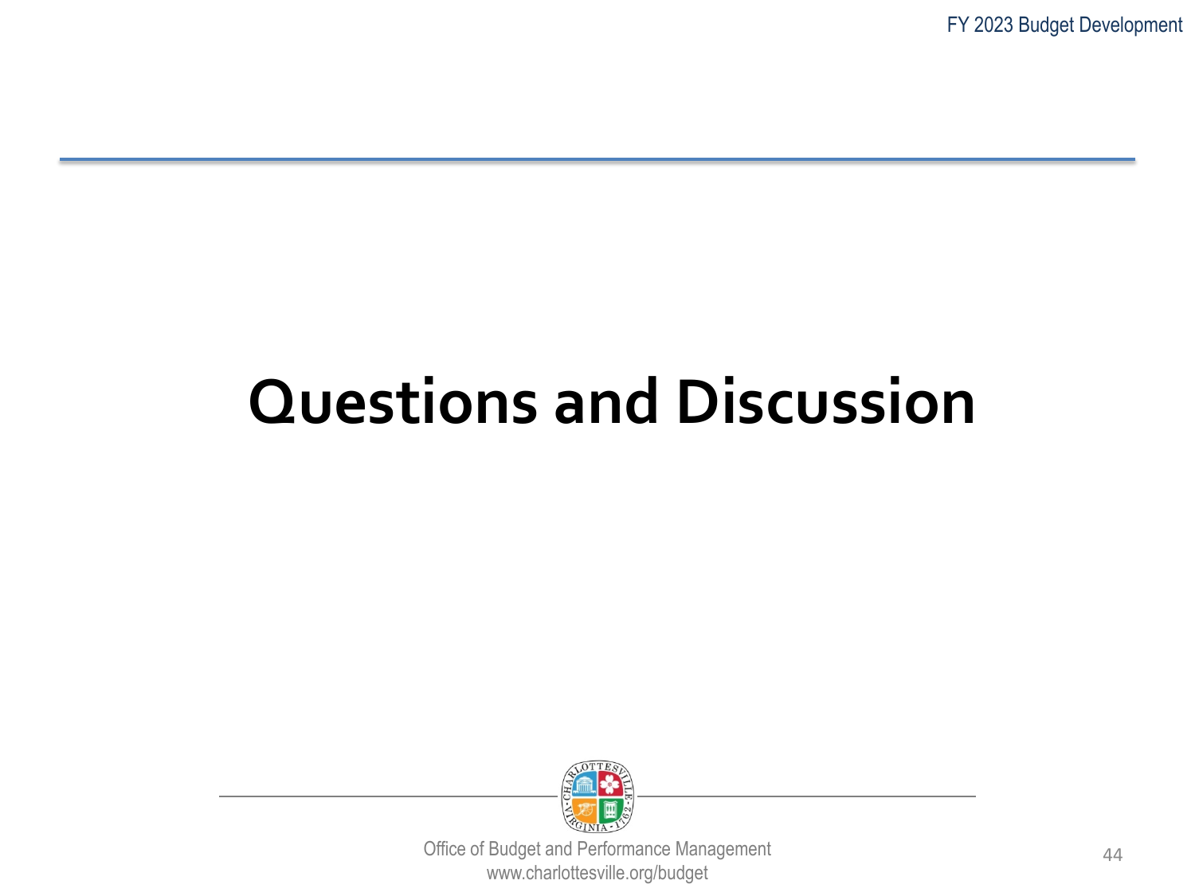# Questions and Discussion

Office of Budget and Performance Management
www.charlottesville.org/budget